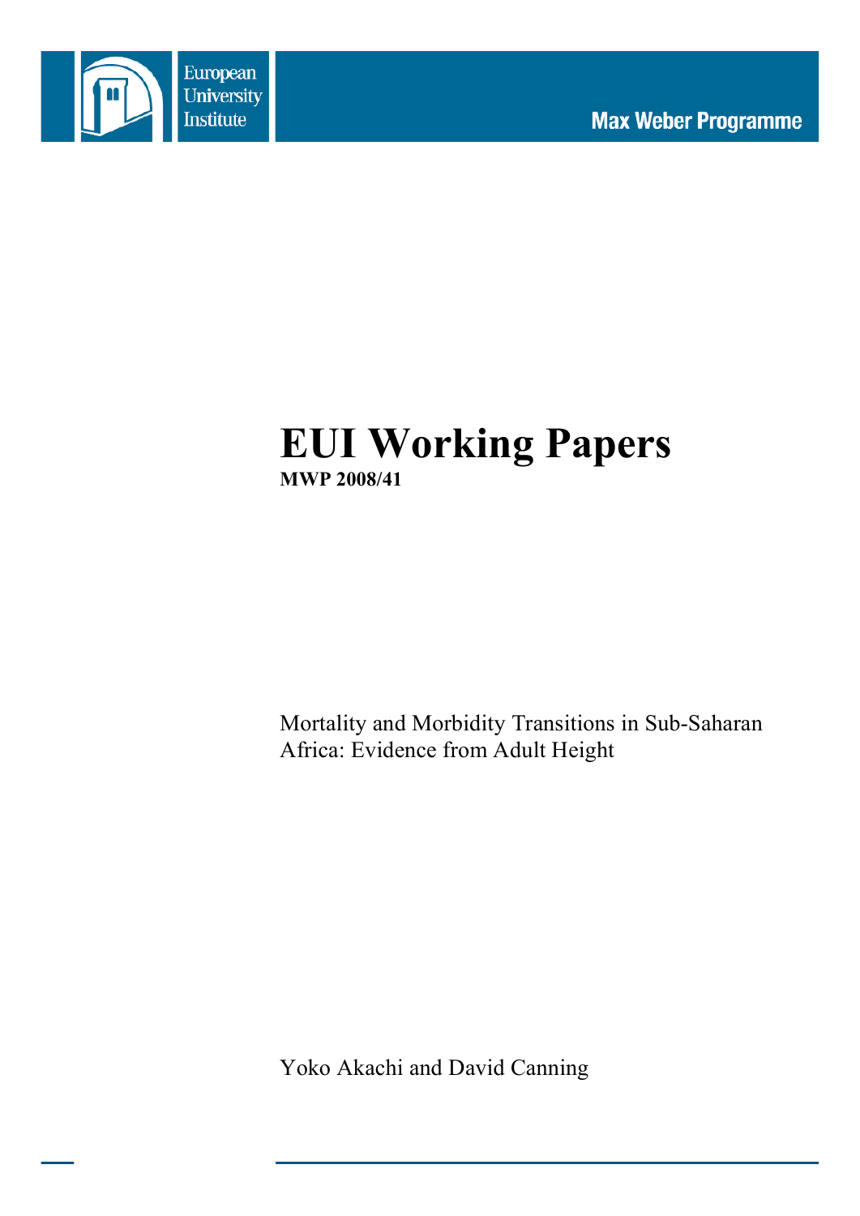European University Institute

Max Weber Programme

# EUI Working Papers

**MWP 2008/41**

Mortality and Morbidity Transitions in Sub-Saharan Africa: Evidence from Adult Height

Yoko Akachi and David Canning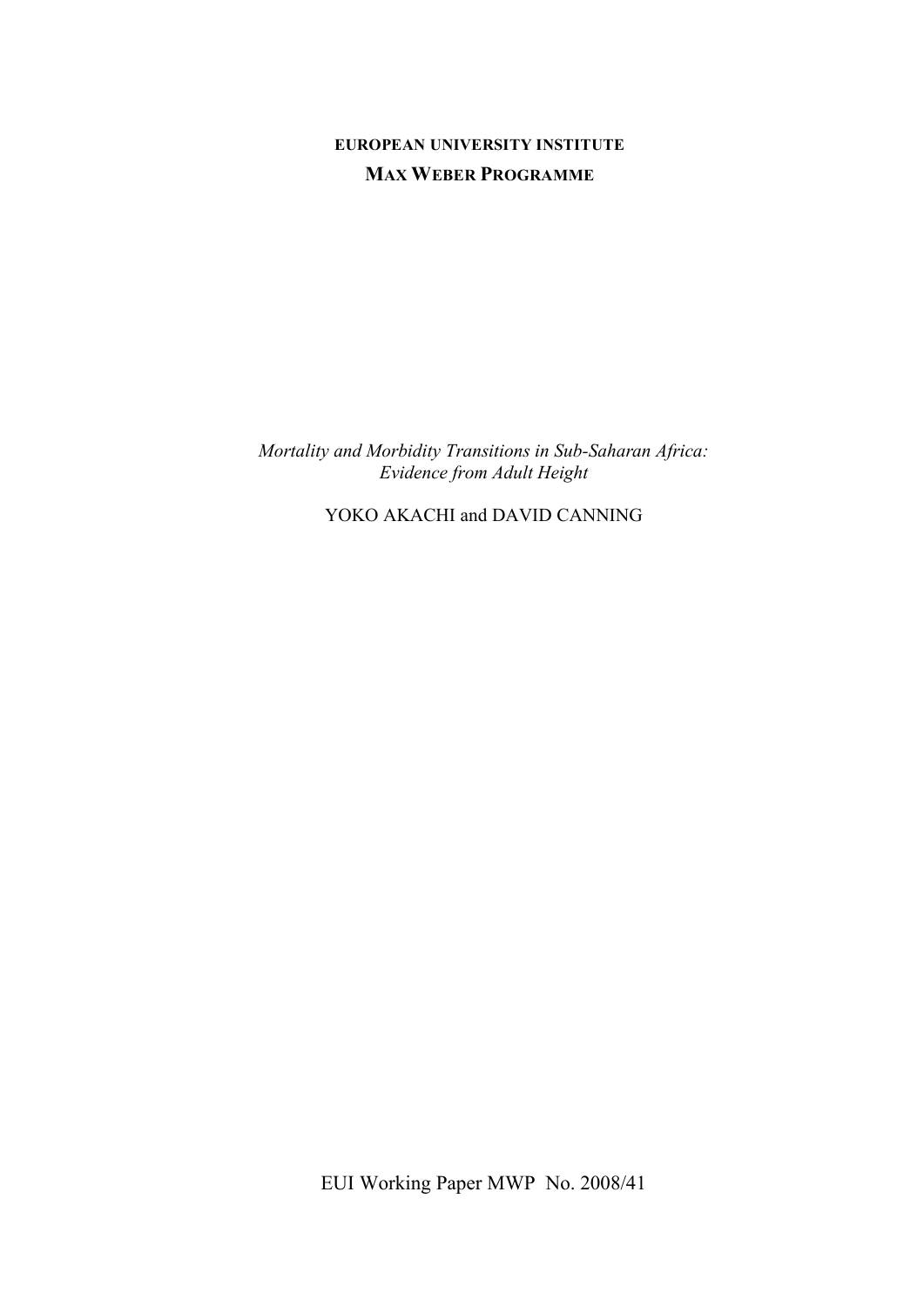**EUROPEAN UNIVERSITY INSTITUTE**

**MAX WEBER PROGRAMME**

*Mortality and Morbidity Transitions in Sub-Saharan Africa: Evidence from Adult Height*

YOKO AKACHI and DAVID CANNING

EUI Working Paper MWP No. 2008/41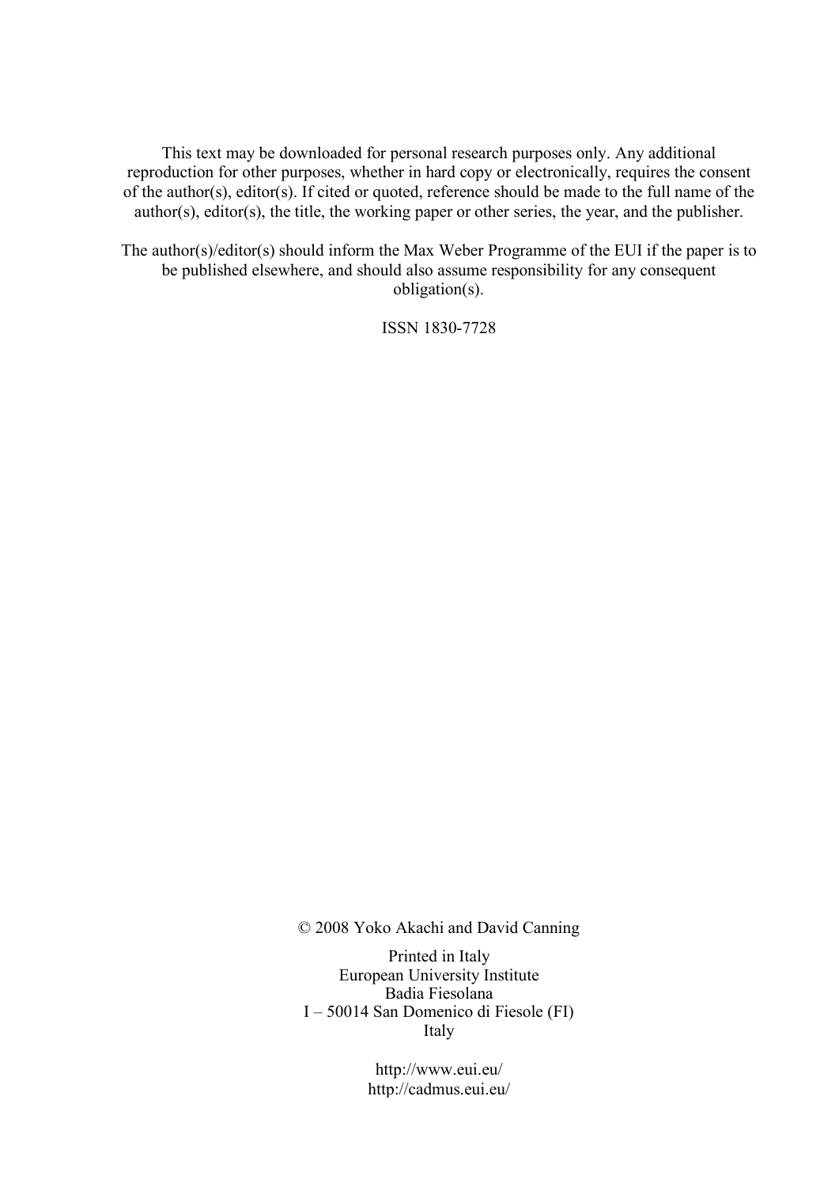This text may be downloaded for personal research purposes only. Any additional reproduction for other purposes, whether in hard copy or electronically, requires the consent of the author(s), editor(s). If cited or quoted, reference should be made to the full name of the author(s), editor(s), the title, the working paper or other series, the year, and the publisher.

The author(s)/editor(s) should inform the Max Weber Programme of the EUI if the paper is to be published elsewhere, and should also assume responsibility for any consequent obligation(s).

ISSN 1830-7728

© 2008 Yoko Akachi and David Canning

Printed in Italy  
European University Institute  
Badia Fiesolana  
I – 50014 San Domenico di Fiesole (FI)  
Italy

http://www.eui.eu/  
http://cadmus.eui.eu/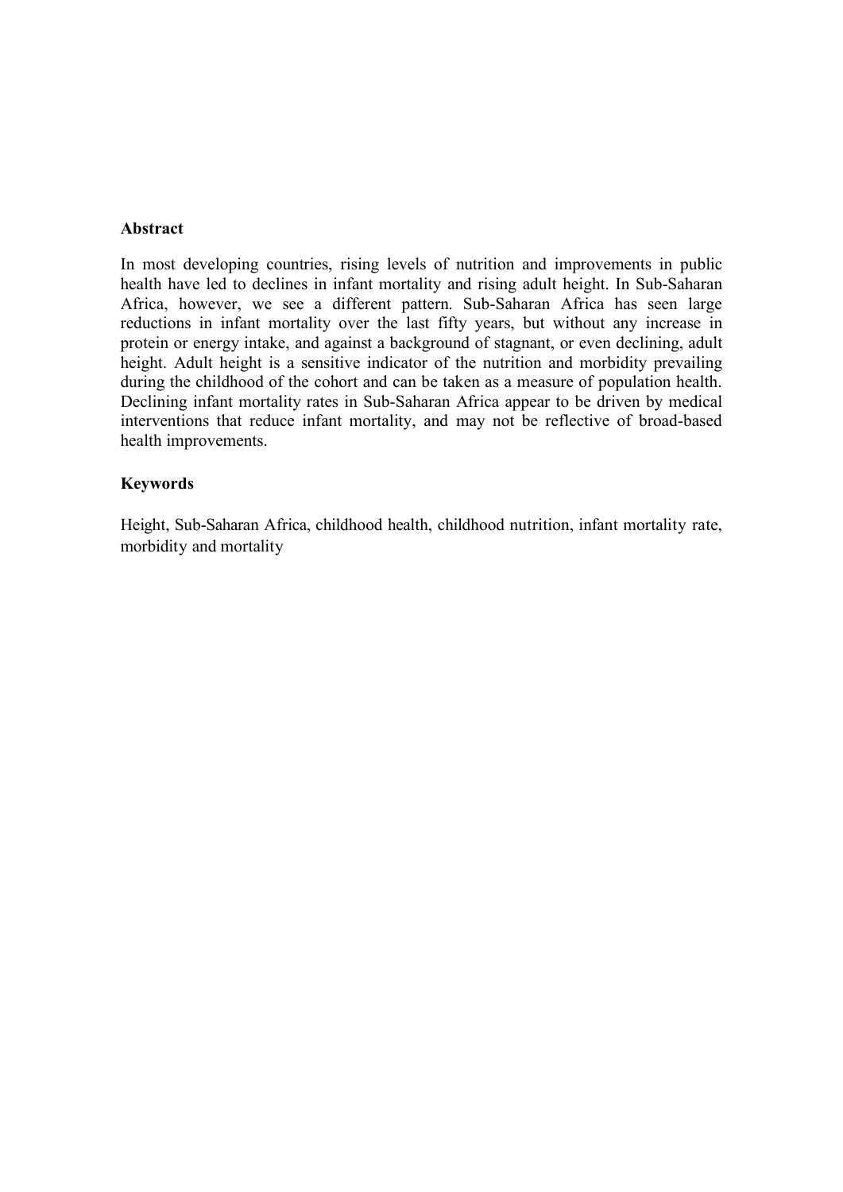**Abstract**

In most developing countries, rising levels of nutrition and improvements in public health have led to declines in infant mortality and rising adult height. In Sub-Saharan Africa, however, we see a different pattern. Sub-Saharan Africa has seen large reductions in infant mortality over the last fifty years, but without any increase in protein or energy intake, and against a background of stagnant, or even declining, adult height. Adult height is a sensitive indicator of the nutrition and morbidity prevailing during the childhood of the cohort and can be taken as a measure of population health. Declining infant mortality rates in Sub-Saharan Africa appear to be driven by medical interventions that reduce infant mortality, and may not be reflective of broad-based health improvements.

**Keywords**

Height, Sub-Saharan Africa, childhood health, childhood nutrition, infant mortality rate, morbidity and mortality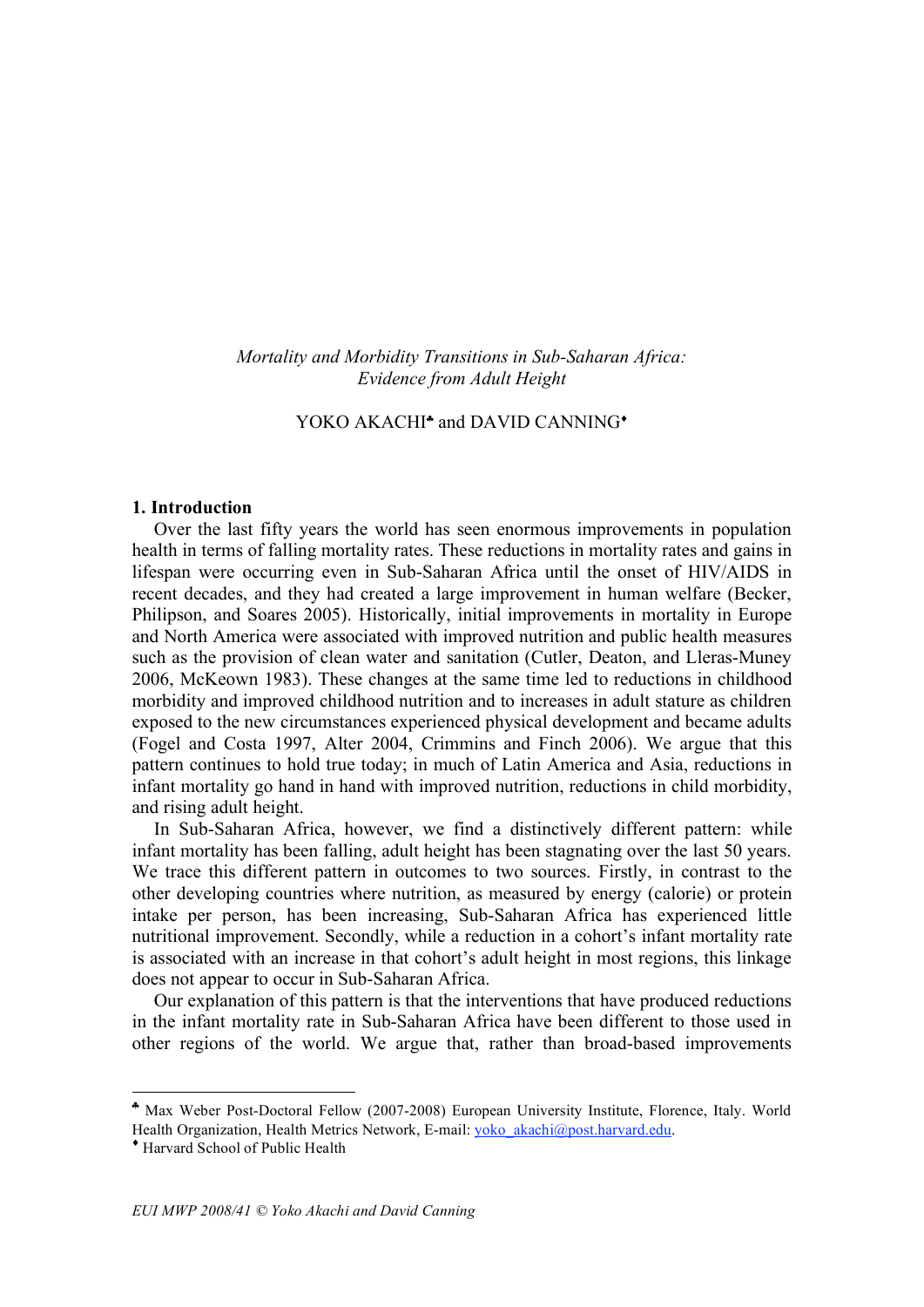*Mortality and Morbidity Transitions in Sub-Saharan Africa: Evidence from Adult Height*

YOKO AKACHI[♣] and DAVID CANNING[♦]

## 1. Introduction

Over the last fifty years the world has seen enormous improvements in population health in terms of falling mortality rates. These reductions in mortality rates and gains in lifespan were occurring even in Sub-Saharan Africa until the onset of HIV/AIDS in recent decades, and they had created a large improvement in human welfare (Becker, Philipson, and Soares 2005). Historically, initial improvements in mortality in Europe and North America were associated with improved nutrition and public health measures such as the provision of clean water and sanitation (Cutler, Deaton, and Lleras-Muney 2006, McKeown 1983). These changes at the same time led to reductions in childhood morbidity and improved childhood nutrition and to increases in adult stature as children exposed to the new circumstances experienced physical development and became adults (Fogel and Costa 1997, Alter 2004, Crimmins and Finch 2006). We argue that this pattern continues to hold true today; in much of Latin America and Asia, reductions in infant mortality go hand in hand with improved nutrition, reductions in child morbidity, and rising adult height.

In Sub-Saharan Africa, however, we find a distinctively different pattern: while infant mortality has been falling, adult height has been stagnating over the last 50 years. We trace this different pattern in outcomes to two sources. Firstly, in contrast to the other developing countries where nutrition, as measured by energy (calorie) or protein intake per person, has been increasing, Sub-Saharan Africa has experienced little nutritional improvement. Secondly, while a reduction in a cohort's infant mortality rate is associated with an increase in that cohort's adult height in most regions, this linkage does not appear to occur in Sub-Saharan Africa.

Our explanation of this pattern is that the interventions that have produced reductions in the infant mortality rate in Sub-Saharan Africa have been different to those used in other regions of the world. We argue that, rather than broad-based improvements

---

[♣] Max Weber Post-Doctoral Fellow (2007-2008) European University Institute, Florence, Italy. World Health Organization, Health Metrics Network, E-mail: yoko_akachi@post.harvard.edu.

[♦] Harvard School of Public Health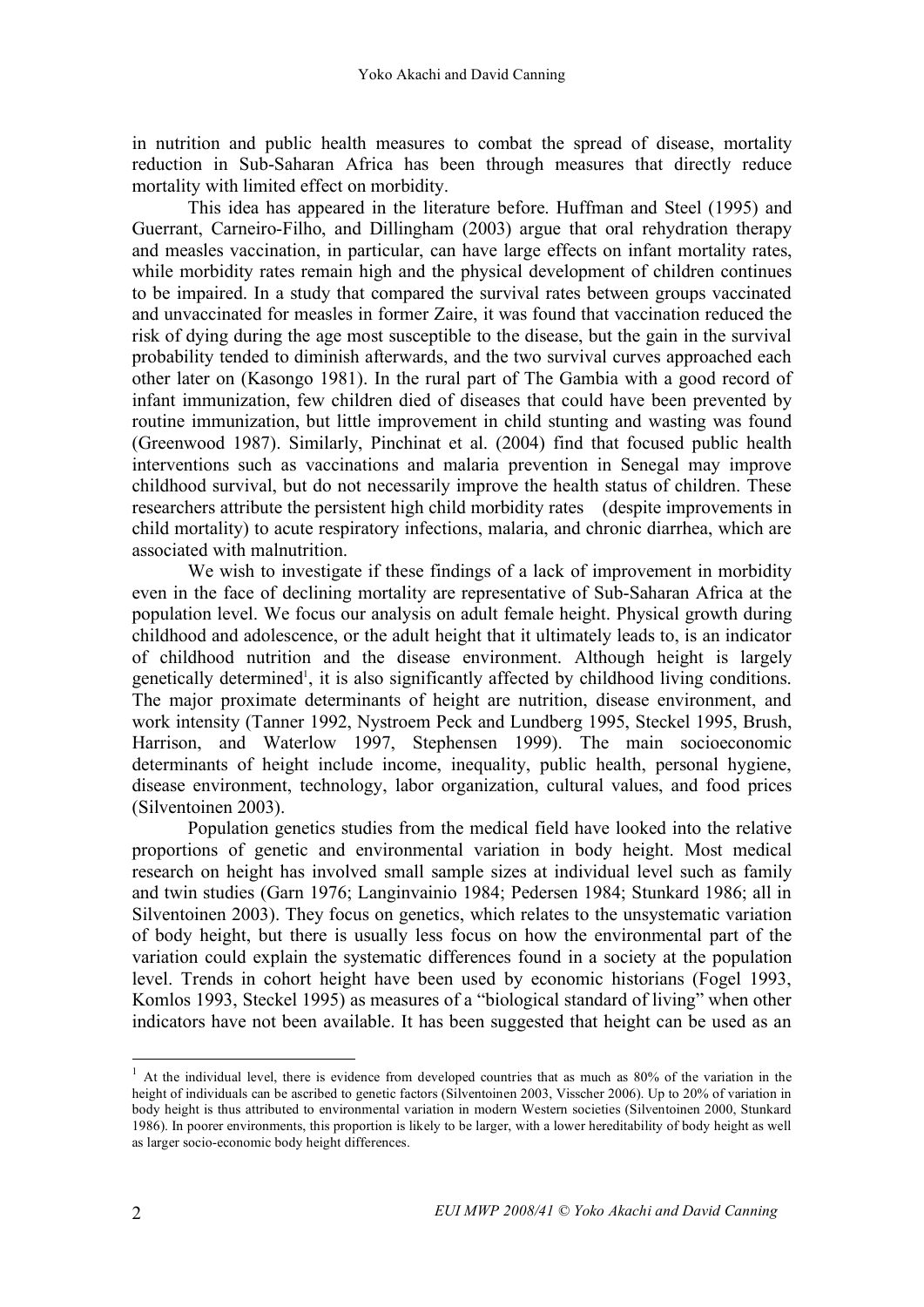in nutrition and public health measures to combat the spread of disease, mortality reduction in Sub-Saharan Africa has been through measures that directly reduce mortality with limited effect on morbidity.

This idea has appeared in the literature before. Huffman and Steel (1995) and Guerrant, Carneiro-Filho, and Dillingham (2003) argue that oral rehydration therapy and measles vaccination, in particular, can have large effects on infant mortality rates, while morbidity rates remain high and the physical development of children continues to be impaired. In a study that compared the survival rates between groups vaccinated and unvaccinated for measles in former Zaire, it was found that vaccination reduced the risk of dying during the age most susceptible to the disease, but the gain in the survival probability tended to diminish afterwards, and the two survival curves approached each other later on (Kasongo 1981). In the rural part of The Gambia with a good record of infant immunization, few children died of diseases that could have been prevented by routine immunization, but little improvement in child stunting and wasting was found (Greenwood 1987). Similarly, Pinchinat et al. (2004) find that focused public health interventions such as vaccinations and malaria prevention in Senegal may improve childhood survival, but do not necessarily improve the health status of children. These researchers attribute the persistent high child morbidity rates (despite improvements in child mortality) to acute respiratory infections, malaria, and chronic diarrhea, which are associated with malnutrition.

We wish to investigate if these findings of a lack of improvement in morbidity even in the face of declining mortality are representative of Sub-Saharan Africa at the population level. We focus our analysis on adult female height. Physical growth during childhood and adolescence, or the adult height that it ultimately leads to, is an indicator of childhood nutrition and the disease environment. Although height is largely genetically determined[1], it is also significantly affected by childhood living conditions. The major proximate determinants of height are nutrition, disease environment, and work intensity (Tanner 1992, Nystroem Peck and Lundberg 1995, Steckel 1995, Brush, Harrison, and Waterlow 1997, Stephensen 1999). The main socioeconomic determinants of height include income, inequality, public health, personal hygiene, disease environment, technology, labor organization, cultural values, and food prices (Silventoinen 2003).

Population genetics studies from the medical field have looked into the relative proportions of genetic and environmental variation in body height. Most medical research on height has involved small sample sizes at individual level such as family and twin studies (Garn 1976; Langinvainio 1984; Pedersen 1984; Stunkard 1986; all in Silventoinen 2003). They focus on genetics, which relates to the unsystematic variation of body height, but there is usually less focus on how the environmental part of the variation could explain the systematic differences found in a society at the population level. Trends in cohort height have been used by economic historians (Fogel 1993, Komlos 1993, Steckel 1995) as measures of a "biological standard of living" when other indicators have not been available. It has been suggested that height can be used as an

[1] At the individual level, there is evidence from developed countries that as much as 80% of the variation in the height of individuals can be ascribed to genetic factors (Silventoinen 2003, Visscher 2006). Up to 20% of variation in body height is thus attributed to environmental variation in modern Western societies (Silventoinen 2000, Stunkard 1986). In poorer environments, this proportion is likely to be larger, with a lower hereditability of body height as well as larger socio-economic body height differences.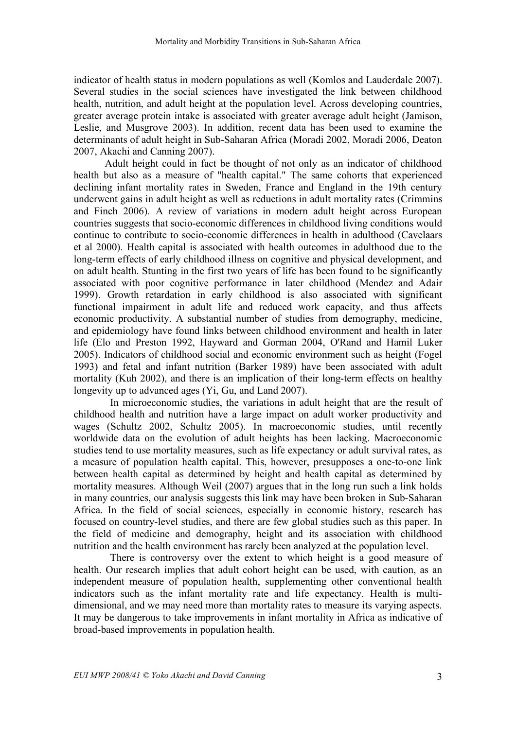indicator of health status in modern populations as well (Komlos and Lauderdale 2007). Several studies in the social sciences have investigated the link between childhood health, nutrition, and adult height at the population level. Across developing countries, greater average protein intake is associated with greater average adult height (Jamison, Leslie, and Musgrove 2003). In addition, recent data has been used to examine the determinants of adult height in Sub-Saharan Africa (Moradi 2002, Moradi 2006, Deaton 2007, Akachi and Canning 2007).

Adult height could in fact be thought of not only as an indicator of childhood health but also as a measure of "health capital." The same cohorts that experienced declining infant mortality rates in Sweden, France and England in the 19th century underwent gains in adult height as well as reductions in adult mortality rates (Crimmins and Finch 2006). A review of variations in modern adult height across European countries suggests that socio-economic differences in childhood living conditions would continue to contribute to socio-economic differences in health in adulthood (Cavelaars et al 2000). Health capital is associated with health outcomes in adulthood due to the long-term effects of early childhood illness on cognitive and physical development, and on adult health. Stunting in the first two years of life has been found to be significantly associated with poor cognitive performance in later childhood (Mendez and Adair 1999). Growth retardation in early childhood is also associated with significant functional impairment in adult life and reduced work capacity, and thus affects economic productivity. A substantial number of studies from demography, medicine, and epidemiology have found links between childhood environment and health in later life (Elo and Preston 1992, Hayward and Gorman 2004, O'Rand and Hamil Luker 2005). Indicators of childhood social and economic environment such as height (Fogel 1993) and fetal and infant nutrition (Barker 1989) have been associated with adult mortality (Kuh 2002), and there is an implication of their long-term effects on healthy longevity up to advanced ages (Yi, Gu, and Land 2007).

In microeconomic studies, the variations in adult height that are the result of childhood health and nutrition have a large impact on adult worker productivity and wages (Schultz 2002, Schultz 2005). In macroeconomic studies, until recently worldwide data on the evolution of adult heights has been lacking. Macroeconomic studies tend to use mortality measures, such as life expectancy or adult survival rates, as a measure of population health capital. This, however, presupposes a one-to-one link between health capital as determined by height and health capital as determined by mortality measures. Although Weil (2007) argues that in the long run such a link holds in many countries, our analysis suggests this link may have been broken in Sub-Saharan Africa. In the field of social sciences, especially in economic history, research has focused on country-level studies, and there are few global studies such as this paper. In the field of medicine and demography, height and its association with childhood nutrition and the health environment has rarely been analyzed at the population level.

There is controversy over the extent to which height is a good measure of health. Our research implies that adult cohort height can be used, with caution, as an independent measure of population health, supplementing other conventional health indicators such as the infant mortality rate and life expectancy. Health is multi-dimensional, and we may need more than mortality rates to measure its varying aspects. It may be dangerous to take improvements in infant mortality in Africa as indicative of broad-based improvements in population health.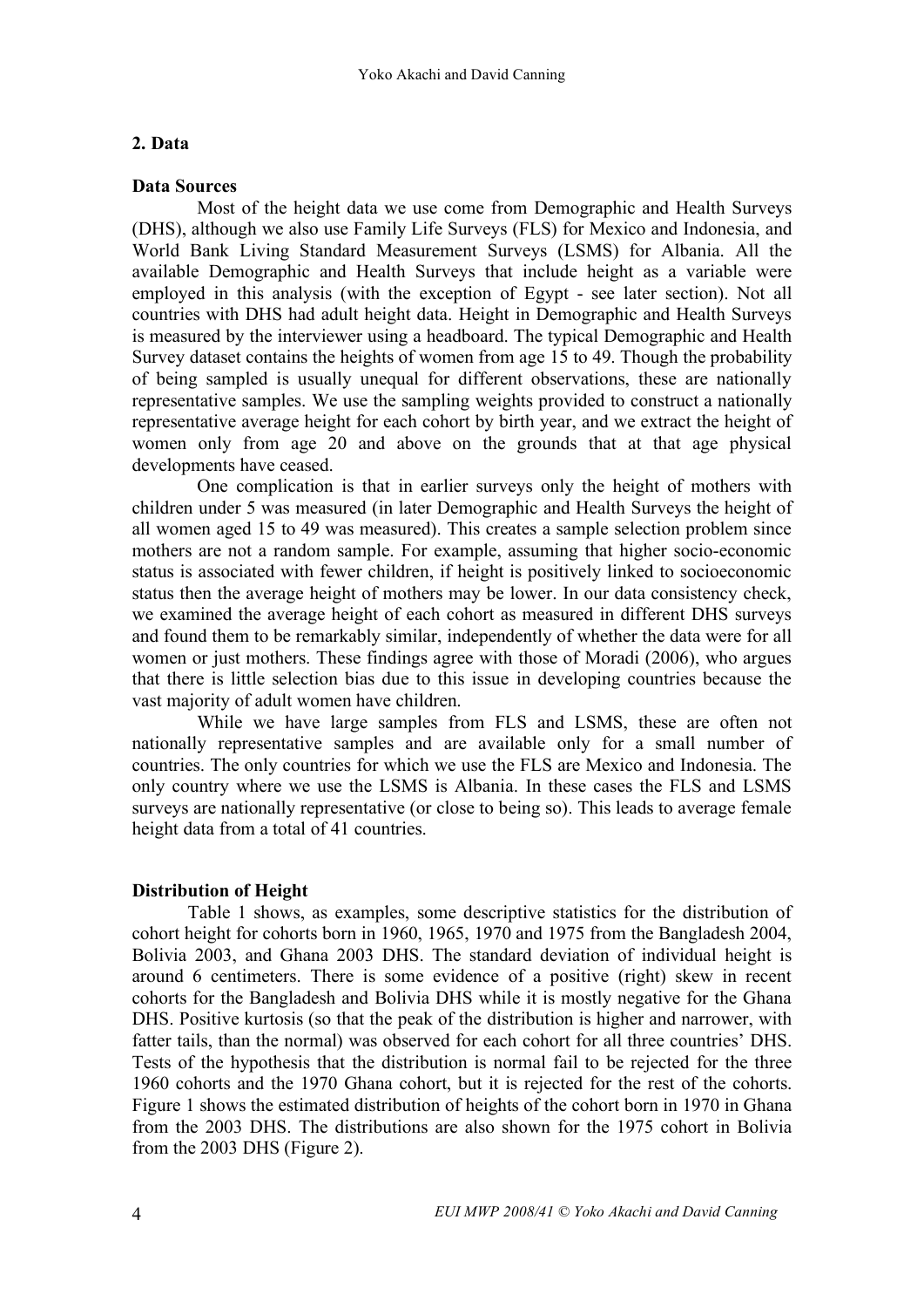## 2. Data

### Data Sources

Most of the height data we use come from Demographic and Health Surveys (DHS), although we also use Family Life Surveys (FLS) for Mexico and Indonesia, and World Bank Living Standard Measurement Surveys (LSMS) for Albania. All the available Demographic and Health Surveys that include height as a variable were employed in this analysis (with the exception of Egypt - see later section). Not all countries with DHS had adult height data. Height in Demographic and Health Surveys is measured by the interviewer using a headboard. The typical Demographic and Health Survey dataset contains the heights of women from age 15 to 49. Though the probability of being sampled is usually unequal for different observations, these are nationally representative samples. We use the sampling weights provided to construct a nationally representative average height for each cohort by birth year, and we extract the height of women only from age 20 and above on the grounds that at that age physical developments have ceased.

One complication is that in earlier surveys only the height of mothers with children under 5 was measured (in later Demographic and Health Surveys the height of all women aged 15 to 49 was measured). This creates a sample selection problem since mothers are not a random sample. For example, assuming that higher socio-economic status is associated with fewer children, if height is positively linked to socioeconomic status then the average height of mothers may be lower. In our data consistency check, we examined the average height of each cohort as measured in different DHS surveys and found them to be remarkably similar, independently of whether the data were for all women or just mothers. These findings agree with those of Moradi (2006), who argues that there is little selection bias due to this issue in developing countries because the vast majority of adult women have children.

While we have large samples from FLS and LSMS, these are often not nationally representative samples and are available only for a small number of countries. The only countries for which we use the FLS are Mexico and Indonesia. The only country where we use the LSMS is Albania. In these cases the FLS and LSMS surveys are nationally representative (or close to being so). This leads to average female height data from a total of 41 countries.

### Distribution of Height

Table 1 shows, as examples, some descriptive statistics for the distribution of cohort height for cohorts born in 1960, 1965, 1970 and 1975 from the Bangladesh 2004, Bolivia 2003, and Ghana 2003 DHS. The standard deviation of individual height is around 6 centimeters. There is some evidence of a positive (right) skew in recent cohorts for the Bangladesh and Bolivia DHS while it is mostly negative for the Ghana DHS. Positive kurtosis (so that the peak of the distribution is higher and narrower, with fatter tails, than the normal) was observed for each cohort for all three countries' DHS. Tests of the hypothesis that the distribution is normal fail to be rejected for the three 1960 cohorts and the 1970 Ghana cohort, but it is rejected for the rest of the cohorts. Figure 1 shows the estimated distribution of heights of the cohort born in 1970 in Ghana from the 2003 DHS. The distributions are also shown for the 1975 cohort in Bolivia from the 2003 DHS (Figure 2).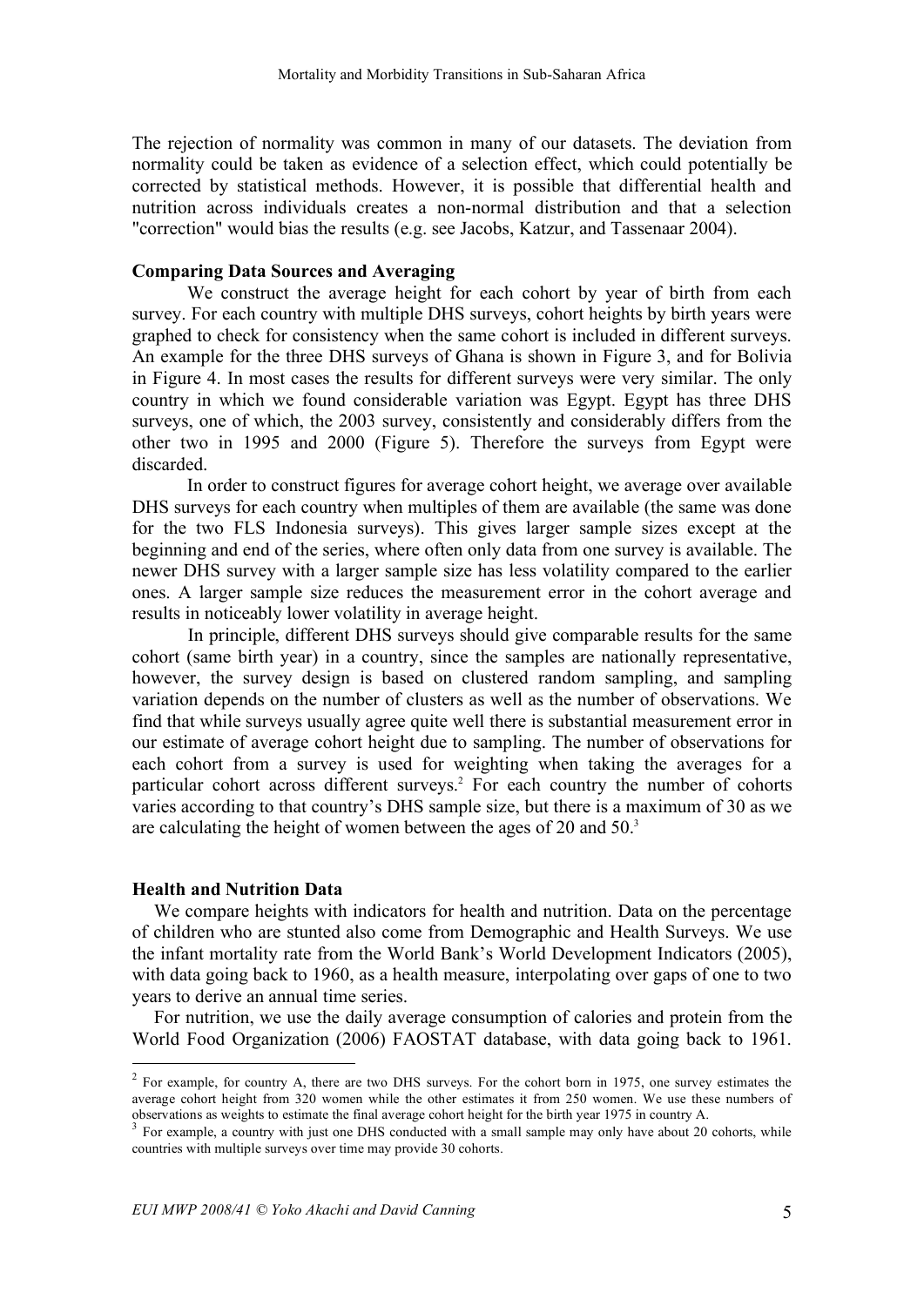The rejection of normality was common in many of our datasets. The deviation from normality could be taken as evidence of a selection effect, which could potentially be corrected by statistical methods. However, it is possible that differential health and nutrition across individuals creates a non-normal distribution and that a selection "correction" would bias the results (e.g. see Jacobs, Katzur, and Tassenaar 2004).

**Comparing Data Sources and Averaging**

We construct the average height for each cohort by year of birth from each survey. For each country with multiple DHS surveys, cohort heights by birth years were graphed to check for consistency when the same cohort is included in different surveys. An example for the three DHS surveys of Ghana is shown in Figure 3, and for Bolivia in Figure 4. In most cases the results for different surveys were very similar. The only country in which we found considerable variation was Egypt. Egypt has three DHS surveys, one of which, the 2003 survey, consistently and considerably differs from the other two in 1995 and 2000 (Figure 5). Therefore the surveys from Egypt were discarded.

In order to construct figures for average cohort height, we average over available DHS surveys for each country when multiples of them are available (the same was done for the two FLS Indonesia surveys). This gives larger sample sizes except at the beginning and end of the series, where often only data from one survey is available. The newer DHS survey with a larger sample size has less volatility compared to the earlier ones. A larger sample size reduces the measurement error in the cohort average and results in noticeably lower volatility in average height.

In principle, different DHS surveys should give comparable results for the same cohort (same birth year) in a country, since the samples are nationally representative, however, the survey design is based on clustered random sampling, and sampling variation depends on the number of clusters as well as the number of observations. We find that while surveys usually agree quite well there is substantial measurement error in our estimate of average cohort height due to sampling. The number of observations for each cohort from a survey is used for weighting when taking the averages for a particular cohort across different surveys.[2] For each country the number of cohorts varies according to that country's DHS sample size, but there is a maximum of 30 as we are calculating the height of women between the ages of 20 and 50.[3]

**Health and Nutrition Data**

We compare heights with indicators for health and nutrition. Data on the percentage of children who are stunted also come from Demographic and Health Surveys. We use the infant mortality rate from the World Bank's World Development Indicators (2005), with data going back to 1960, as a health measure, interpolating over gaps of one to two years to derive an annual time series.

For nutrition, we use the daily average consumption of calories and protein from the World Food Organization (2006) FAOSTAT database, with data going back to 1961.

---

[2] For example, for country A, there are two DHS surveys. For the cohort born in 1975, one survey estimates the average cohort height from 320 women while the other estimates it from 250 women. We use these numbers of observations as weights to estimate the final average cohort height for the birth year 1975 in country A.

[3] For example, a country with just one DHS conducted with a small sample may only have about 20 cohorts, while countries with multiple surveys over time may provide 30 cohorts.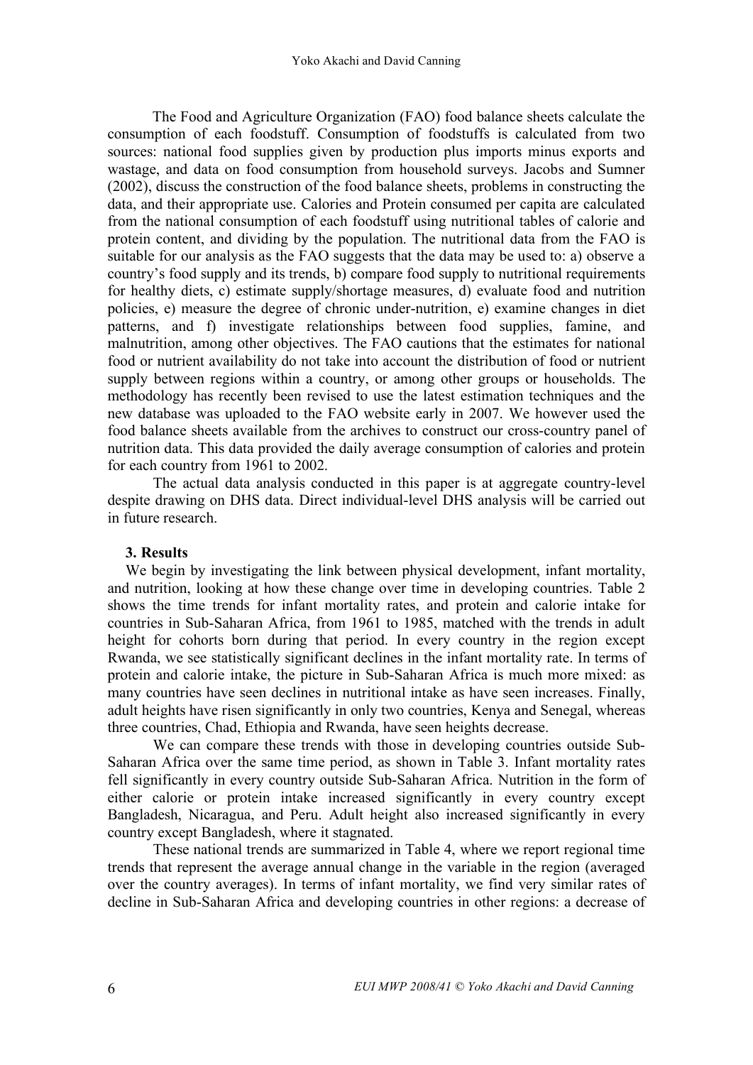The Food and Agriculture Organization (FAO) food balance sheets calculate the consumption of each foodstuff. Consumption of foodstuffs is calculated from two sources: national food supplies given by production plus imports minus exports and wastage, and data on food consumption from household surveys. Jacobs and Sumner (2002), discuss the construction of the food balance sheets, problems in constructing the data, and their appropriate use. Calories and Protein consumed per capita are calculated from the national consumption of each foodstuff using nutritional tables of calorie and protein content, and dividing by the population. The nutritional data from the FAO is suitable for our analysis as the FAO suggests that the data may be used to: a) observe a country's food supply and its trends, b) compare food supply to nutritional requirements for healthy diets, c) estimate supply/shortage measures, d) evaluate food and nutrition policies, e) measure the degree of chronic under-nutrition, e) examine changes in diet patterns, and f) investigate relationships between food supplies, famine, and malnutrition, among other objectives. The FAO cautions that the estimates for national food or nutrient availability do not take into account the distribution of food or nutrient supply between regions within a country, or among other groups or households. The methodology has recently been revised to use the latest estimation techniques and the new database was uploaded to the FAO website early in 2007. We however used the food balance sheets available from the archives to construct our cross-country panel of nutrition data. This data provided the daily average consumption of calories and protein for each country from 1961 to 2002.

The actual data analysis conducted in this paper is at aggregate country-level despite drawing on DHS data. Direct individual-level DHS analysis will be carried out in future research.

## 3. Results

We begin by investigating the link between physical development, infant mortality, and nutrition, looking at how these change over time in developing countries. Table 2 shows the time trends for infant mortality rates, and protein and calorie intake for countries in Sub-Saharan Africa, from 1961 to 1985, matched with the trends in adult height for cohorts born during that period. In every country in the region except Rwanda, we see statistically significant declines in the infant mortality rate. In terms of protein and calorie intake, the picture in Sub-Saharan Africa is much more mixed: as many countries have seen declines in nutritional intake as have seen increases. Finally, adult heights have risen significantly in only two countries, Kenya and Senegal, whereas three countries, Chad, Ethiopia and Rwanda, have seen heights decrease.

We can compare these trends with those in developing countries outside Sub-Saharan Africa over the same time period, as shown in Table 3. Infant mortality rates fell significantly in every country outside Sub-Saharan Africa. Nutrition in the form of either calorie or protein intake increased significantly in every country except Bangladesh, Nicaragua, and Peru. Adult height also increased significantly in every country except Bangladesh, where it stagnated.

These national trends are summarized in Table 4, where we report regional time trends that represent the average annual change in the variable in the region (averaged over the country averages). In terms of infant mortality, we find very similar rates of decline in Sub-Saharan Africa and developing countries in other regions: a decrease of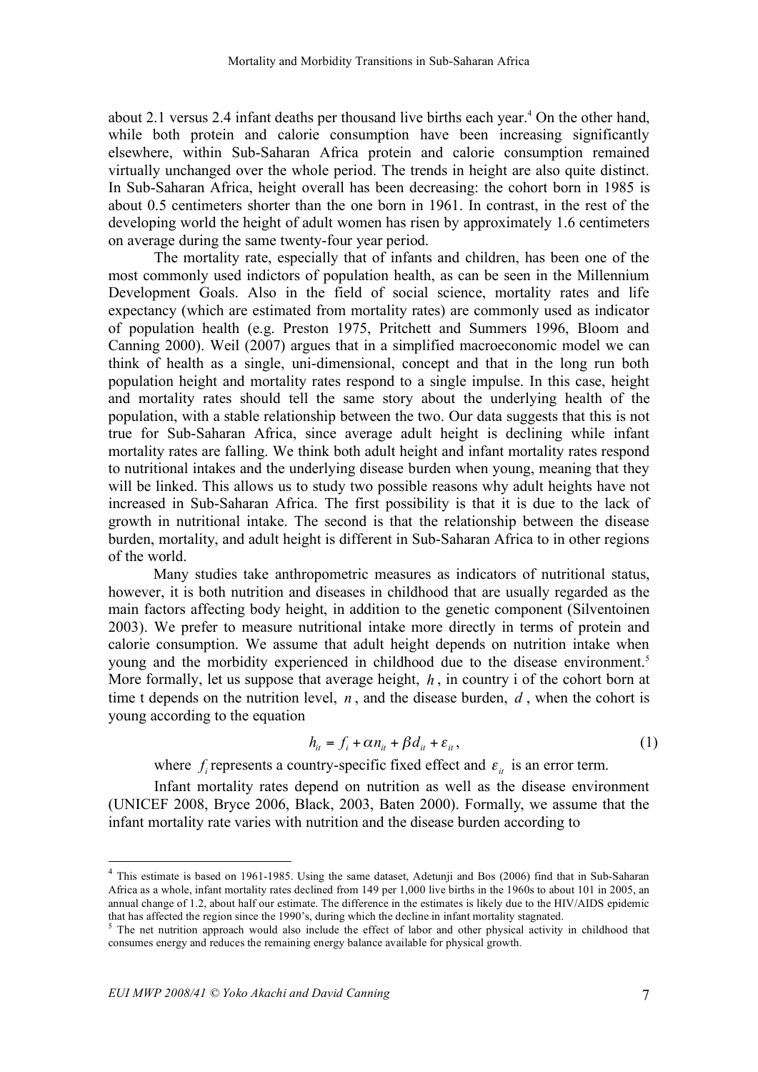about 2.1 versus 2.4 infant deaths per thousand live births each year.[4] On the other hand, while both protein and calorie consumption have been increasing significantly elsewhere, within Sub-Saharan Africa protein and calorie consumption remained virtually unchanged over the whole period. The trends in height are also quite distinct. In Sub-Saharan Africa, height overall has been decreasing: the cohort born in 1985 is about 0.5 centimeters shorter than the one born in 1961. In contrast, in the rest of the developing world the height of adult women has risen by approximately 1.6 centimeters on average during the same twenty-four year period.

The mortality rate, especially that of infants and children, has been one of the most commonly used indictors of population health, as can be seen in the Millennium Development Goals. Also in the field of social science, mortality rates and life expectancy (which are estimated from mortality rates) are commonly used as indicator of population health (e.g. Preston 1975, Pritchett and Summers 1996, Bloom and Canning 2000). Weil (2007) argues that in a simplified macroeconomic model we can think of health as a single, uni-dimensional, concept and that in the long run both population height and mortality rates respond to a single impulse. In this case, height and mortality rates should tell the same story about the underlying health of the population, with a stable relationship between the two. Our data suggests that this is not true for Sub-Saharan Africa, since average adult height is declining while infant mortality rates are falling. We think both adult height and infant mortality rates respond to nutritional intakes and the underlying disease burden when young, meaning that they will be linked. This allows us to study two possible reasons why adult heights have not increased in Sub-Saharan Africa. The first possibility is that it is due to the lack of growth in nutritional intake. The second is that the relationship between the disease burden, mortality, and adult height is different in Sub-Saharan Africa to in other regions of the world.

Many studies take anthropometric measures as indicators of nutritional status, however, it is both nutrition and diseases in childhood that are usually regarded as the main factors affecting body height, in addition to the genetic component (Silventoinen 2003). We prefer to measure nutritional intake more directly in terms of protein and calorie consumption. We assume that adult height depends on nutrition intake when young and the morbidity experienced in childhood due to the disease environment.[5] More formally, let us suppose that average height, $h$, in country i of the cohort born at time t depends on the nutrition level, $n$, and the disease burden, $d$, when the cohort is young according to the equation

$$h_{it} = f_i + \alpha n_{it} + \beta d_{it} + \varepsilon_{it}, \tag{1}$$

where $f_i$ represents a country-specific fixed effect and $\varepsilon_{it}$ is an error term.

Infant mortality rates depend on nutrition as well as the disease environment (UNICEF 2008, Bryce 2006, Black, 2003, Baten 2000). Formally, we assume that the infant mortality rate varies with nutrition and the disease burden according to

---

[4] This estimate is based on 1961-1985. Using the same dataset, Adetunji and Bos (2006) find that in Sub-Saharan Africa as a whole, infant mortality rates declined from 149 per 1,000 live births in the 1960s to about 101 in 2005, an annual change of 1.2, about half our estimate. The difference in the estimates is likely due to the HIV/AIDS epidemic that has affected the region since the 1990's, during which the decline in infant mortality stagnated.

[5] The net nutrition approach would also include the effect of labor and other physical activity in childhood that consumes energy and reduces the remaining energy balance available for physical growth.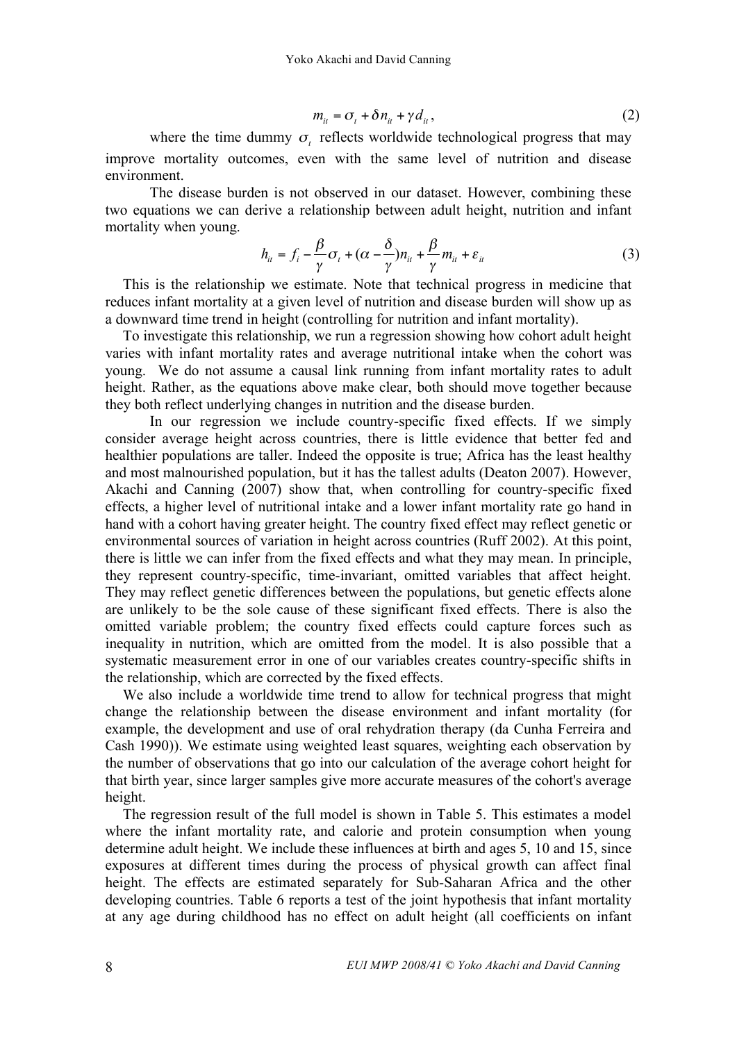$$m_{it} = \sigma_t + \delta n_{it} + \gamma d_{it}, \tag{2}$$

where the time dummy $\sigma_t$ reflects worldwide technological progress that may improve mortality outcomes, even with the same level of nutrition and disease environment.

The disease burden is not observed in our dataset. However, combining these two equations we can derive a relationship between adult height, nutrition and infant mortality when young.

$$h_{it} = f_i - \frac{\beta}{\gamma}\sigma_t + (\alpha - \frac{\delta}{\gamma})n_{it} + \frac{\beta}{\gamma}m_{it} + \varepsilon_{it} \tag{3}$$

This is the relationship we estimate. Note that technical progress in medicine that reduces infant mortality at a given level of nutrition and disease burden will show up as a downward time trend in height (controlling for nutrition and infant mortality).

To investigate this relationship, we run a regression showing how cohort adult height varies with infant mortality rates and average nutritional intake when the cohort was young. We do not assume a causal link running from infant mortality rates to adult height. Rather, as the equations above make clear, both should move together because they both reflect underlying changes in nutrition and the disease burden.

In our regression we include country-specific fixed effects. If we simply consider average height across countries, there is little evidence that better fed and healthier populations are taller. Indeed the opposite is true; Africa has the least healthy and most malnourished population, but it has the tallest adults (Deaton 2007). However, Akachi and Canning (2007) show that, when controlling for country-specific fixed effects, a higher level of nutritional intake and a lower infant mortality rate go hand in hand with a cohort having greater height. The country fixed effect may reflect genetic or environmental sources of variation in height across countries (Ruff 2002). At this point, there is little we can infer from the fixed effects and what they may mean. In principle, they represent country-specific, time-invariant, omitted variables that affect height. They may reflect genetic differences between the populations, but genetic effects alone are unlikely to be the sole cause of these significant fixed effects. There is also the omitted variable problem; the country fixed effects could capture forces such as inequality in nutrition, which are omitted from the model. It is also possible that a systematic measurement error in one of our variables creates country-specific shifts in the relationship, which are corrected by the fixed effects.

We also include a worldwide time trend to allow for technical progress that might change the relationship between the disease environment and infant mortality (for example, the development and use of oral rehydration therapy (da Cunha Ferreira and Cash 1990)). We estimate using weighted least squares, weighting each observation by the number of observations that go into our calculation of the average cohort height for that birth year, since larger samples give more accurate measures of the cohort's average height.

The regression result of the full model is shown in Table 5. This estimates a model where the infant mortality rate, and calorie and protein consumption when young determine adult height. We include these influences at birth and ages 5, 10 and 15, since exposures at different times during the process of physical growth can affect final height. The effects are estimated separately for Sub-Saharan Africa and the other developing countries. Table 6 reports a test of the joint hypothesis that infant mortality at any age during childhood has no effect on adult height (all coefficients on infant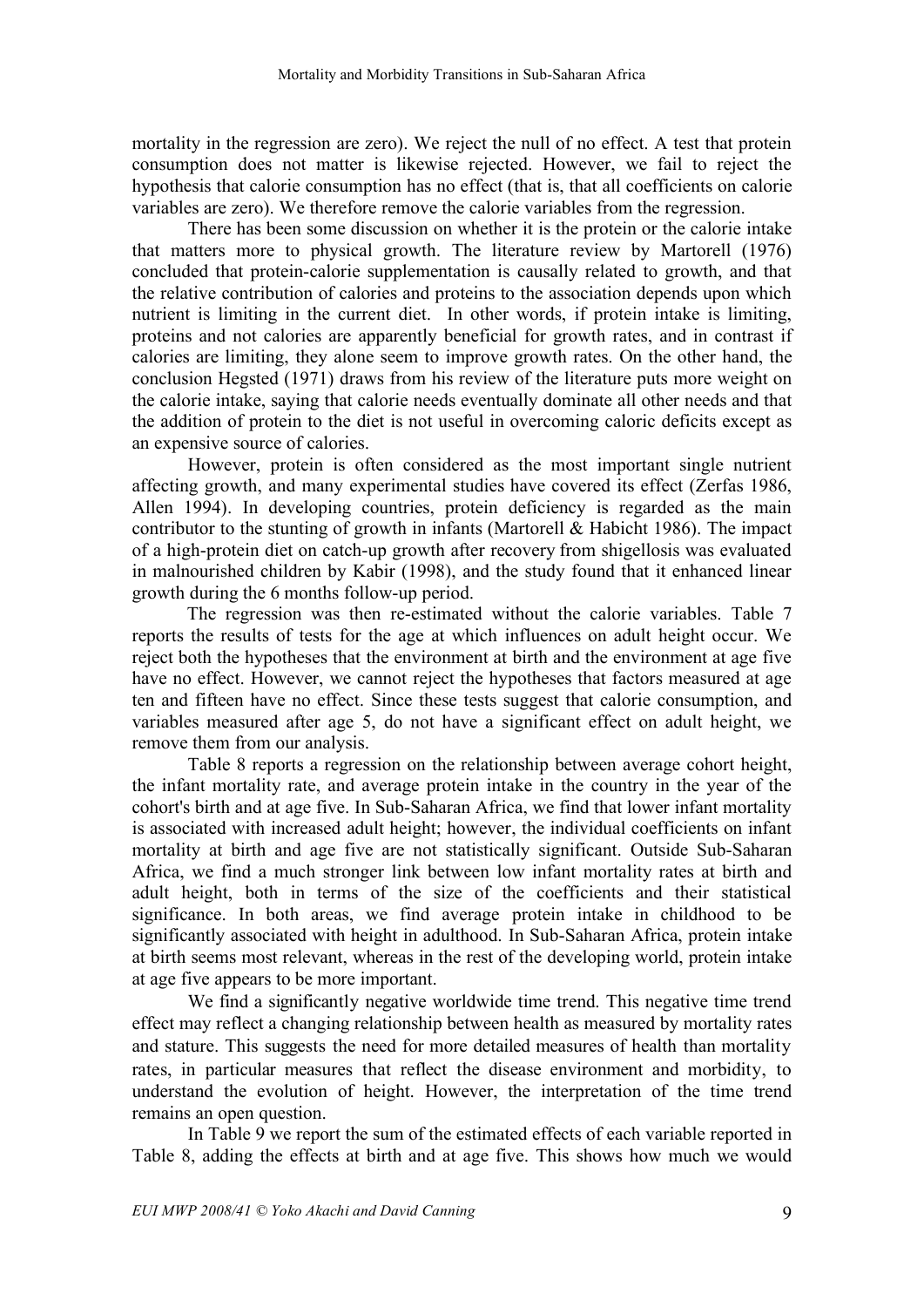mortality in the regression are zero). We reject the null of no effect. A test that protein consumption does not matter is likewise rejected. However, we fail to reject the hypothesis that calorie consumption has no effect (that is, that all coefficients on calorie variables are zero). We therefore remove the calorie variables from the regression.

There has been some discussion on whether it is the protein or the calorie intake that matters more to physical growth. The literature review by Martorell (1976) concluded that protein-calorie supplementation is causally related to growth, and that the relative contribution of calories and proteins to the association depends upon which nutrient is limiting in the current diet. In other words, if protein intake is limiting, proteins and not calories are apparently beneficial for growth rates, and in contrast if calories are limiting, they alone seem to improve growth rates. On the other hand, the conclusion Hegsted (1971) draws from his review of the literature puts more weight on the calorie intake, saying that calorie needs eventually dominate all other needs and that the addition of protein to the diet is not useful in overcoming caloric deficits except as an expensive source of calories.

However, protein is often considered as the most important single nutrient affecting growth, and many experimental studies have covered its effect (Zerfas 1986, Allen 1994). In developing countries, protein deficiency is regarded as the main contributor to the stunting of growth in infants (Martorell & Habicht 1986). The impact of a high-protein diet on catch-up growth after recovery from shigellosis was evaluated in malnourished children by Kabir (1998), and the study found that it enhanced linear growth during the 6 months follow-up period.

The regression was then re-estimated without the calorie variables. Table 7 reports the results of tests for the age at which influences on adult height occur. We reject both the hypotheses that the environment at birth and the environment at age five have no effect. However, we cannot reject the hypotheses that factors measured at age ten and fifteen have no effect. Since these tests suggest that calorie consumption, and variables measured after age 5, do not have a significant effect on adult height, we remove them from our analysis.

Table 8 reports a regression on the relationship between average cohort height, the infant mortality rate, and average protein intake in the country in the year of the cohort's birth and at age five. In Sub-Saharan Africa, we find that lower infant mortality is associated with increased adult height; however, the individual coefficients on infant mortality at birth and age five are not statistically significant. Outside Sub-Saharan Africa, we find a much stronger link between low infant mortality rates at birth and adult height, both in terms of the size of the coefficients and their statistical significance. In both areas, we find average protein intake in childhood to be significantly associated with height in adulthood. In Sub-Saharan Africa, protein intake at birth seems most relevant, whereas in the rest of the developing world, protein intake at age five appears to be more important.

We find a significantly negative worldwide time trend. This negative time trend effect may reflect a changing relationship between health as measured by mortality rates and stature. This suggests the need for more detailed measures of health than mortality rates, in particular measures that reflect the disease environment and morbidity, to understand the evolution of height. However, the interpretation of the time trend remains an open question.

In Table 9 we report the sum of the estimated effects of each variable reported in Table 8, adding the effects at birth and at age five. This shows how much we would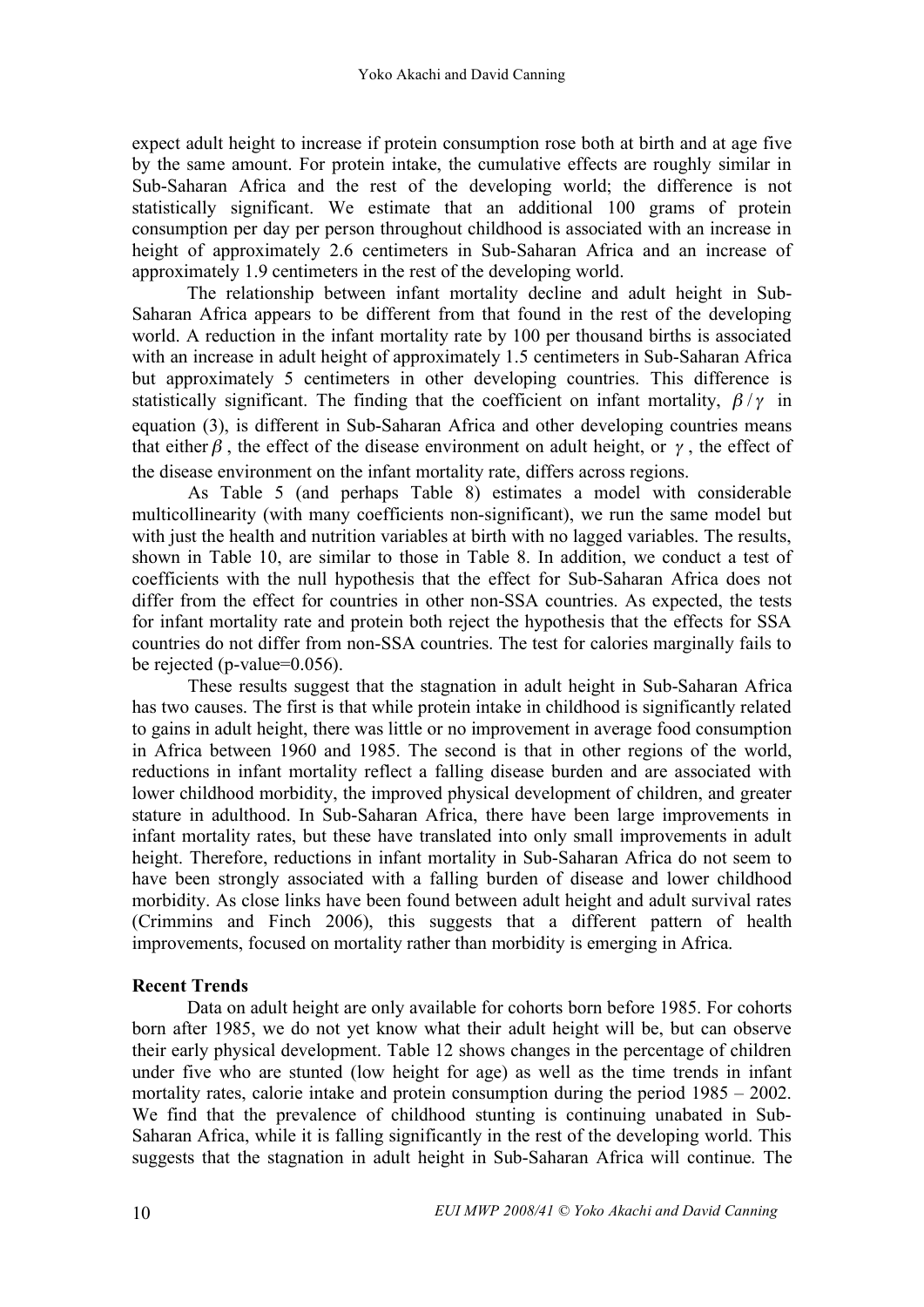expect adult height to increase if protein consumption rose both at birth and at age five by the same amount. For protein intake, the cumulative effects are roughly similar in Sub-Saharan Africa and the rest of the developing world; the difference is not statistically significant. We estimate that an additional 100 grams of protein consumption per day per person throughout childhood is associated with an increase in height of approximately 2.6 centimeters in Sub-Saharan Africa and an increase of approximately 1.9 centimeters in the rest of the developing world.

The relationship between infant mortality decline and adult height in Sub-Saharan Africa appears to be different from that found in the rest of the developing world. A reduction in the infant mortality rate by 100 per thousand births is associated with an increase in adult height of approximately 1.5 centimeters in Sub-Saharan Africa but approximately 5 centimeters in other developing countries. This difference is statistically significant. The finding that the coefficient on infant mortality, $\beta / \gamma$ in equation (3), is different in Sub-Saharan Africa and other developing countries means that either $\beta$, the effect of the disease environment on adult height, or $\gamma$, the effect of the disease environment on the infant mortality rate, differs across regions.

As Table 5 (and perhaps Table 8) estimates a model with considerable multicollinearity (with many coefficients non-significant), we run the same model but with just the health and nutrition variables at birth with no lagged variables. The results, shown in Table 10, are similar to those in Table 8. In addition, we conduct a test of coefficients with the null hypothesis that the effect for Sub-Saharan Africa does not differ from the effect for countries in other non-SSA countries. As expected, the tests for infant mortality rate and protein both reject the hypothesis that the effects for SSA countries do not differ from non-SSA countries. The test for calories marginally fails to be rejected (p-value=0.056).

These results suggest that the stagnation in adult height in Sub-Saharan Africa has two causes. The first is that while protein intake in childhood is significantly related to gains in adult height, there was little or no improvement in average food consumption in Africa between 1960 and 1985. The second is that in other regions of the world, reductions in infant mortality reflect a falling disease burden and are associated with lower childhood morbidity, the improved physical development of children, and greater stature in adulthood. In Sub-Saharan Africa, there have been large improvements in infant mortality rates, but these have translated into only small improvements in adult height. Therefore, reductions in infant mortality in Sub-Saharan Africa do not seem to have been strongly associated with a falling burden of disease and lower childhood morbidity. As close links have been found between adult height and adult survival rates (Crimmins and Finch 2006), this suggests that a different pattern of health improvements, focused on mortality rather than morbidity is emerging in Africa.

**Recent Trends**

Data on adult height are only available for cohorts born before 1985. For cohorts born after 1985, we do not yet know what their adult height will be, but can observe their early physical development. Table 12 shows changes in the percentage of children under five who are stunted (low height for age) as well as the time trends in infant mortality rates, calorie intake and protein consumption during the period 1985 – 2002. We find that the prevalence of childhood stunting is continuing unabated in Sub-Saharan Africa, while it is falling significantly in the rest of the developing world. This suggests that the stagnation in adult height in Sub-Saharan Africa will continue. The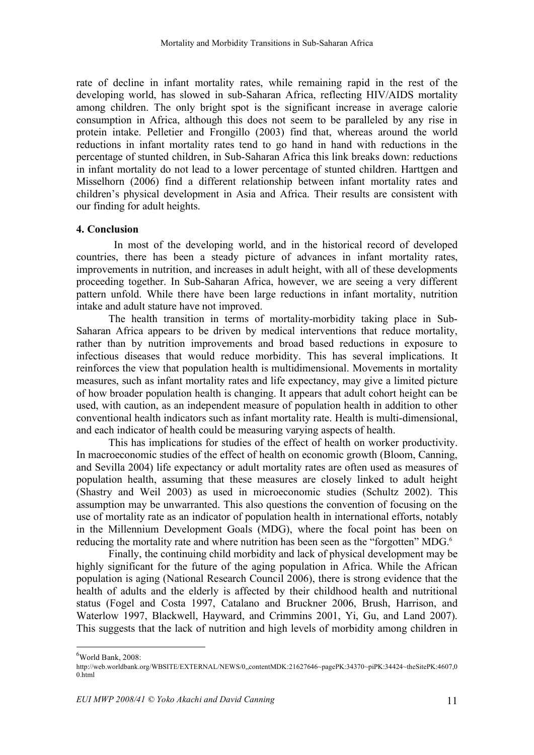rate of decline in infant mortality rates, while remaining rapid in the rest of the developing world, has slowed in sub-Saharan Africa, reflecting HIV/AIDS mortality among children. The only bright spot is the significant increase in average calorie consumption in Africa, although this does not seem to be paralleled by any rise in protein intake. Pelletier and Frongillo (2003) find that, whereas around the world reductions in infant mortality rates tend to go hand in hand with reductions in the percentage of stunted children, in Sub-Saharan Africa this link breaks down: reductions in infant mortality do not lead to a lower percentage of stunted children. Harttgen and Misselhorn (2006) find a different relationship between infant mortality rates and children's physical development in Asia and Africa. Their results are consistent with our finding for adult heights.

## 4. Conclusion

In most of the developing world, and in the historical record of developed countries, there has been a steady picture of advances in infant mortality rates, improvements in nutrition, and increases in adult height, with all of these developments proceeding together. In Sub-Saharan Africa, however, we are seeing a very different pattern unfold. While there have been large reductions in infant mortality, nutrition intake and adult stature have not improved.

The health transition in terms of mortality-morbidity taking place in Sub-Saharan Africa appears to be driven by medical interventions that reduce mortality, rather than by nutrition improvements and broad based reductions in exposure to infectious diseases that would reduce morbidity. This has several implications. It reinforces the view that population health is multidimensional. Movements in mortality measures, such as infant mortality rates and life expectancy, may give a limited picture of how broader population health is changing. It appears that adult cohort height can be used, with caution, as an independent measure of population health in addition to other conventional health indicators such as infant mortality rate. Health is multi-dimensional, and each indicator of health could be measuring varying aspects of health.

This has implications for studies of the effect of health on worker productivity. In macroeconomic studies of the effect of health on economic growth (Bloom, Canning, and Sevilla 2004) life expectancy or adult mortality rates are often used as measures of population health, assuming that these measures are closely linked to adult height (Shastry and Weil 2003) as used in microeconomic studies (Schultz 2002). This assumption may be unwarranted. This also questions the convention of focusing on the use of mortality rate as an indicator of population health in international efforts, notably in the Millennium Development Goals (MDG), where the focal point has been on reducing the mortality rate and where nutrition has been seen as the "forgotten" MDG.[6]

Finally, the continuing child morbidity and lack of physical development may be highly significant for the future of the aging population in Africa. While the African population is aging (National Research Council 2006), there is strong evidence that the health of adults and the elderly is affected by their childhood health and nutritional status (Fogel and Costa 1997, Catalano and Bruckner 2006, Brush, Harrison, and Waterlow 1997, Blackwell, Hayward, and Crimmins 2001, Yi, Gu, and Land 2007). This suggests that the lack of nutrition and high levels of morbidity among children in

---

[6] World Bank, 2008: http://web.worldbank.org/WBSITE/EXTERNAL/NEWS/0,,contentMDK:21627646~pagePK:34370~piPK:34424~theSitePK:4607,00.html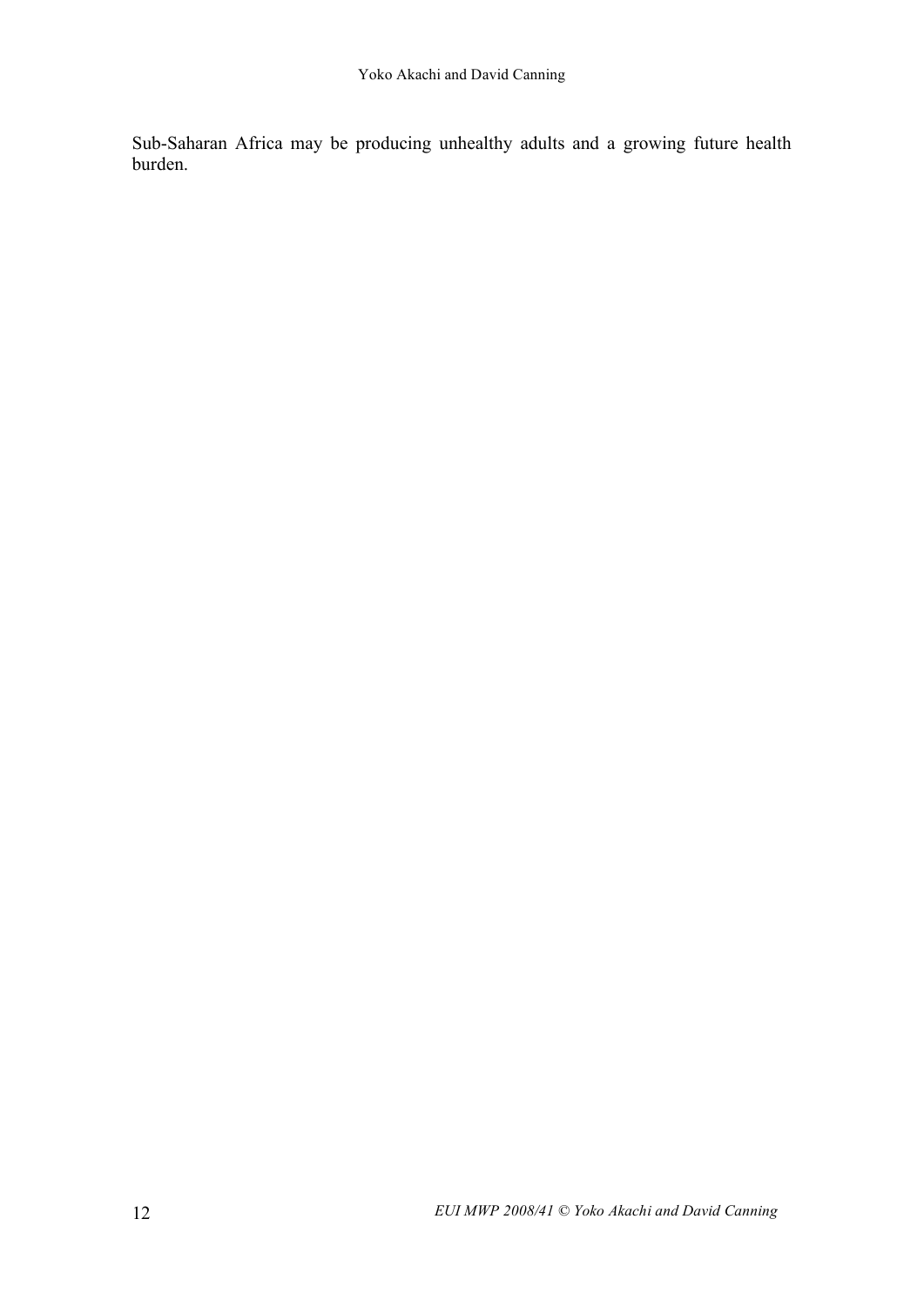Sub-Saharan Africa may be producing unhealthy adults and a growing future health burden.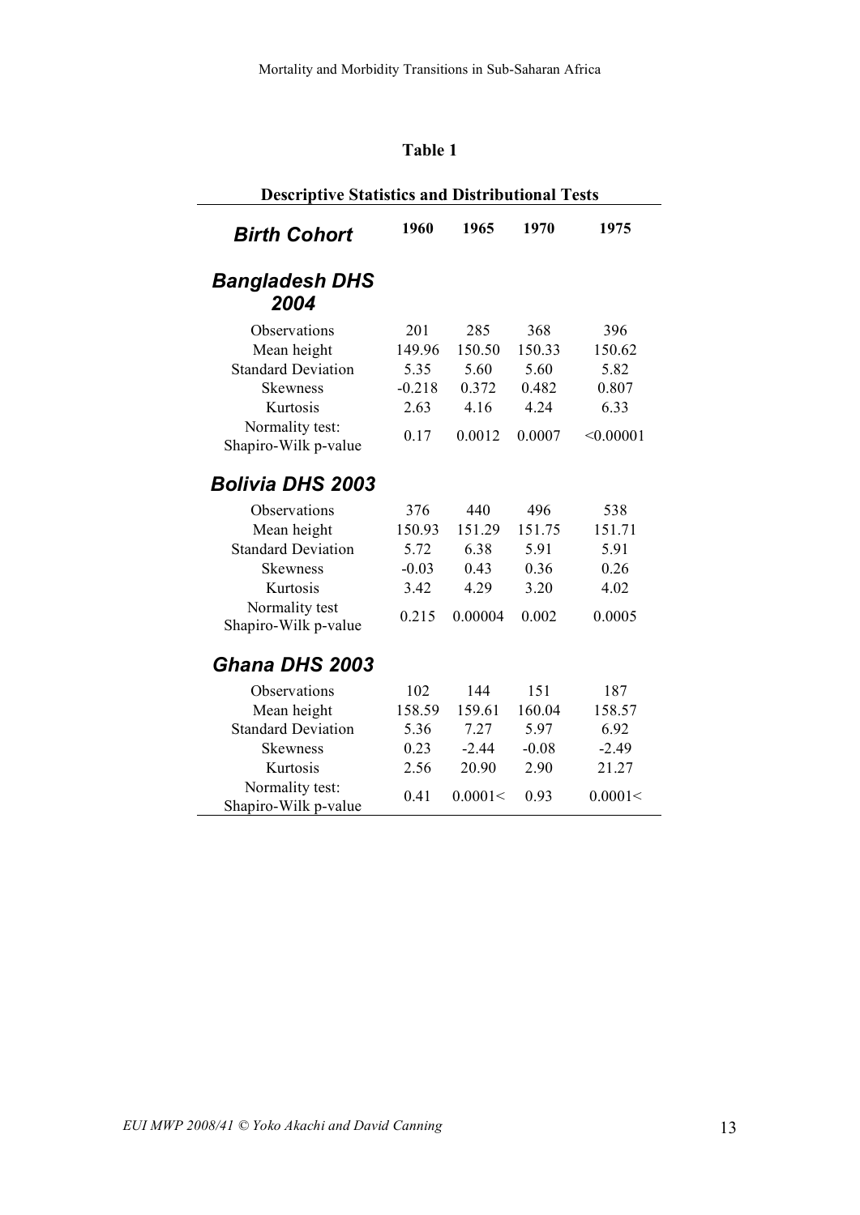**Table 1**

| **Descriptive Statistics and Distributional Tests** | | | | |
|---|---|---|---|---|
| ***Birth Cohort*** | **1960** | **1965** | **1970** | **1975** |
| ***Bangladesh DHS 2004*** | | | | |
| Observations | 201 | 285 | 368 | 396 |
| Mean height | 149.96 | 150.50 | 150.33 | 150.62 |
| Standard Deviation | 5.35 | 5.60 | 5.60 | 5.82 |
| Skewness | -0.218 | 0.372 | 0.482 | 0.807 |
| Kurtosis | 2.63 | 4.16 | 4.24 | 6.33 |
| Normality test: Shapiro-Wilk p-value | 0.17 | 0.0012 | 0.0007 | <0.00001 |
| ***Bolivia DHS 2003*** | | | | |
| Observations | 376 | 440 | 496 | 538 |
| Mean height | 150.93 | 151.29 | 151.75 | 151.71 |
| Standard Deviation | 5.72 | 6.38 | 5.91 | 5.91 |
| Skewness | -0.03 | 0.43 | 0.36 | 0.26 |
| Kurtosis | 3.42 | 4.29 | 3.20 | 4.02 |
| Normality test Shapiro-Wilk p-value | 0.215 | 0.00004 | 0.002 | 0.0005 |
| ***Ghana DHS 2003*** | | | | |
| Observations | 102 | 144 | 151 | 187 |
| Mean height | 158.59 | 159.61 | 160.04 | 158.57 |
| Standard Deviation | 5.36 | 7.27 | 5.97 | 6.92 |
| Skewness | 0.23 | -2.44 | -0.08 | -2.49 |
| Kurtosis | 2.56 | 20.90 | 2.90 | 21.27 |
| Normality test: Shapiro-Wilk p-value | 0.41 | 0.0001< | 0.93 | 0.0001< |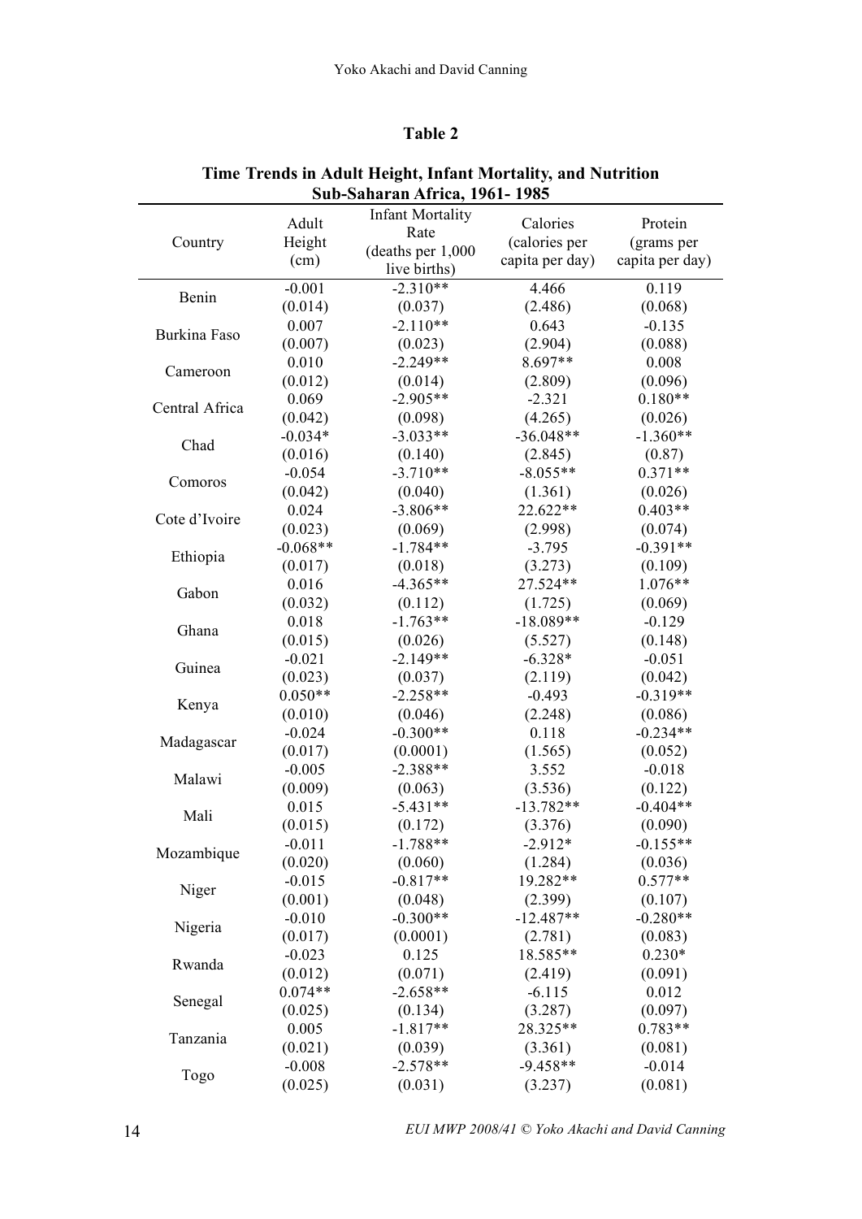## Table 2

**Time Trends in Adult Height, Infant Mortality, and Nutrition Sub-Saharan Africa, 1961- 1985**

| Country | Adult Height (cm) | Infant Mortality Rate (deaths per 1,000 live births) | Calories (calories per capita per day) | Protein (grams per capita per day) |
|---|---|---|---|---|
| Benin | -0.001 | -2.310** | 4.466 | 0.119 |
| | (0.014) | (0.037) | (2.486) | (0.068) |
| Burkina Faso | 0.007 | -2.110** | 0.643 | -0.135 |
| | (0.007) | (0.023) | (2.904) | (0.088) |
| Cameroon | 0.010 | -2.249** | 8.697** | 0.008 |
| | (0.012) | (0.014) | (2.809) | (0.096) |
| Central Africa | 0.069 | -2.905** | -2.321 | 0.180** |
| | (0.042) | (0.098) | (4.265) | (0.026) |
| Chad | -0.034* | -3.033** | -36.048** | -1.360** |
| | (0.016) | (0.140) | (2.845) | (0.87) |
| Comoros | -0.054 | -3.710** | -8.055** | 0.371** |
| | (0.042) | (0.040) | (1.361) | (0.026) |
| Cote d'Ivoire | 0.024 | -3.806** | 22.622** | 0.403** |
| | (0.023) | (0.069) | (2.998) | (0.074) |
| Ethiopia | -0.068** | -1.784** | -3.795 | -0.391** |
| | (0.017) | (0.018) | (3.273) | (0.109) |
| Gabon | 0.016 | -4.365** | 27.524** | 1.076** |
| | (0.032) | (0.112) | (1.725) | (0.069) |
| Ghana | 0.018 | -1.763** | -18.089** | -0.129 |
| | (0.015) | (0.026) | (5.527) | (0.148) |
| Guinea | -0.021 | -2.149** | -6.328* | -0.051 |
| | (0.023) | (0.037) | (2.119) | (0.042) |
| Kenya | 0.050** | -2.258** | -0.493 | -0.319** |
| | (0.010) | (0.046) | (2.248) | (0.086) |
| Madagascar | -0.024 | -0.300** | 0.118 | -0.234** |
| | (0.017) | (0.0001) | (1.565) | (0.052) |
| Malawi | -0.005 | -2.388** | 3.552 | -0.018 |
| | (0.009) | (0.063) | (3.536) | (0.122) |
| Mali | 0.015 | -5.431** | -13.782** | -0.404** |
| | (0.015) | (0.172) | (3.376) | (0.090) |
| Mozambique | -0.011 | -1.788** | -2.912* | -0.155** |
| | (0.020) | (0.060) | (1.284) | (0.036) |
| Niger | -0.015 | -0.817** | 19.282** | 0.577** |
| | (0.001) | (0.048) | (2.399) | (0.107) |
| Nigeria | -0.010 | -0.300** | -12.487** | -0.280** |
| | (0.017) | (0.0001) | (2.781) | (0.083) |
| Rwanda | -0.023 | 0.125 | 18.585** | 0.230* |
| | (0.012) | (0.071) | (2.419) | (0.091) |
| Senegal | 0.074** | -2.658** | -6.115 | 0.012 |
| | (0.025) | (0.134) | (3.287) | (0.097) |
| Tanzania | 0.005 | -1.817** | 28.325** | 0.783** |
| | (0.021) | (0.039) | (3.361) | (0.081) |
| Togo | -0.008 | -2.578** | -9.458** | -0.014 |
| | (0.025) | (0.031) | (3.237) | (0.081) |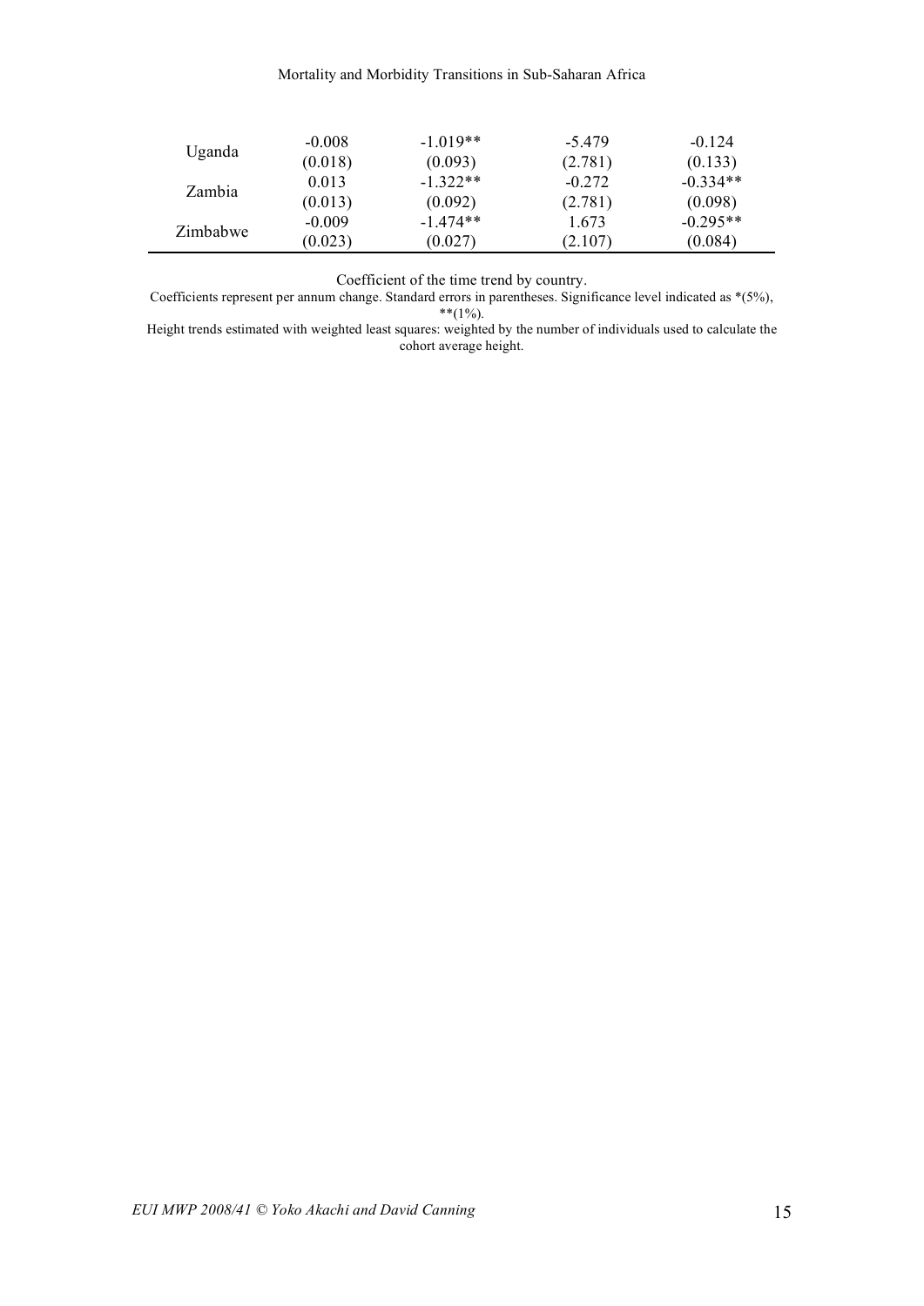| | | | | |
|---|---|---|---|---|
| Uganda | -0.008 | -1.019** | -5.479 | -0.124 |
| | (0.018) | (0.093) | (2.781) | (0.133) |
| Zambia | 0.013 | -1.322** | -0.272 | -0.334** |
| | (0.013) | (0.092) | (2.781) | (0.098) |
| Zimbabwe | -0.009 | -1.474** | 1.673 | -0.295** |
| | (0.023) | (0.027) | (2.107) | (0.084) |

Coefficient of the time trend by country.

Coefficients represent per annum change. Standard errors in parentheses. Significance level indicated as *(5%), **(1%).

Height trends estimated with weighted least squares: weighted by the number of individuals used to calculate the cohort average height.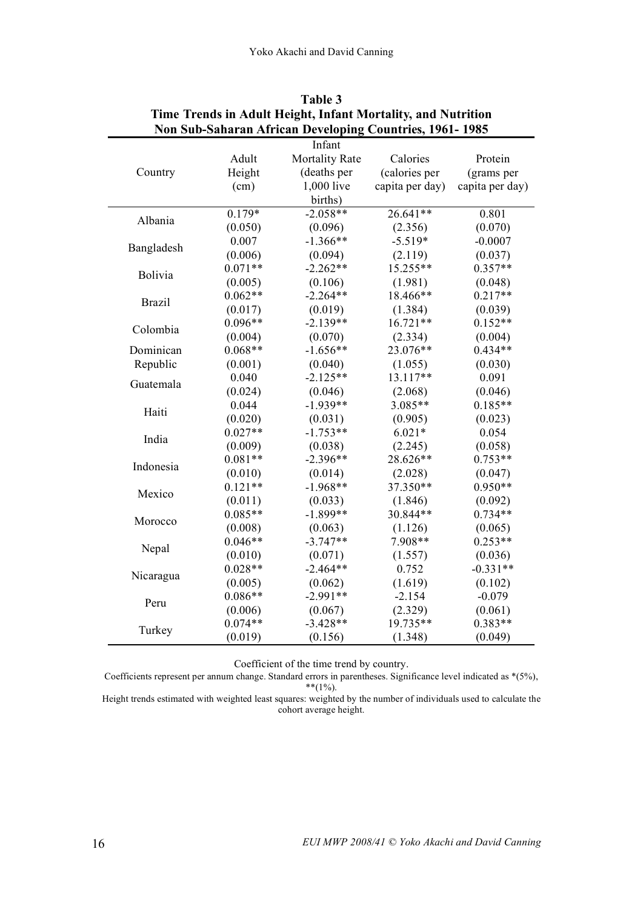**Table 3**
**Time Trends in Adult Height, Infant Mortality, and Nutrition**
**Non Sub-Saharan African Developing Countries, 1961- 1985**

| Country | Adult Height (cm) | Infant Mortality Rate (deaths per 1,000 live births) | Calories (calories per capita per day) | Protein (grams per capita per day) |
|---|---|---|---|---|
| Albania | 0.179* | -2.058** | 26.641** | 0.801 |
| | (0.050) | (0.096) | (2.356) | (0.070) |
| Bangladesh | 0.007 | -1.366** | -5.519* | -0.0007 |
| | (0.006) | (0.094) | (2.119) | (0.037) |
| Bolivia | 0.071** | -2.262** | 15.255** | 0.357** |
| | (0.005) | (0.106) | (1.981) | (0.048) |
| Brazil | 0.062** | -2.264** | 18.466** | 0.217** |
| | (0.017) | (0.019) | (1.384) | (0.039) |
| Colombia | 0.096** | -2.139** | 16.721** | 0.152** |
| | (0.004) | (0.070) | (2.334) | (0.004) |
| Dominican Republic | 0.068** | -1.656** | 23.076** | 0.434** |
| | (0.001) | (0.040) | (1.055) | (0.030) |
| Guatemala | 0.040 | -2.125** | 13.117** | 0.091 |
| | (0.024) | (0.046) | (2.068) | (0.046) |
| Haiti | 0.044 | -1.939** | 3.085** | 0.185** |
| | (0.020) | (0.031) | (0.905) | (0.023) |
| India | 0.027** | -1.753** | 6.021* | 0.054 |
| | (0.009) | (0.038) | (2.245) | (0.058) |
| Indonesia | 0.081** | -2.396** | 28.626** | 0.753** |
| | (0.010) | (0.014) | (2.028) | (0.047) |
| Mexico | 0.121** | -1.968** | 37.350** | 0.950** |
| | (0.011) | (0.033) | (1.846) | (0.092) |
| Morocco | 0.085** | -1.899** | 30.844** | 0.734** |
| | (0.008) | (0.063) | (1.126) | (0.065) |
| Nepal | 0.046** | -3.747** | 7.908** | 0.253** |
| | (0.010) | (0.071) | (1.557) | (0.036) |
| Nicaragua | 0.028** | -2.464** | 0.752 | -0.331** |
| | (0.005) | (0.062) | (1.619) | (0.102) |
| Peru | 0.086** | -2.991** | -2.154 | -0.079 |
| | (0.006) | (0.067) | (2.329) | (0.061) |
| Turkey | 0.074** | -3.428** | 19.735** | 0.383** |
| | (0.019) | (0.156) | (1.348) | (0.049) |

Coefficient of the time trend by country.

Coefficients represent per annum change. Standard errors in parentheses. Significance level indicated as *(5%), **(1%).

Height trends estimated with weighted least squares: weighted by the number of individuals used to calculate the cohort average height.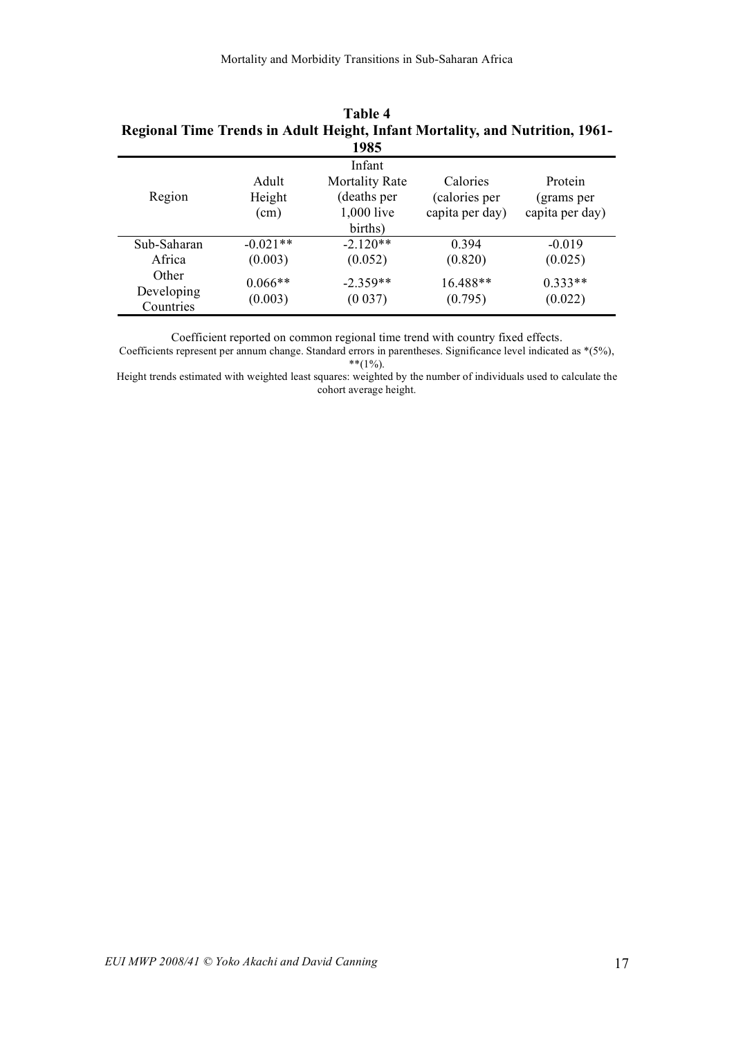**Table 4**
**Regional Time Trends in Adult Height, Infant Mortality, and Nutrition, 1961-1985**

| Region | Adult Height (cm) | Infant Mortality Rate (deaths per 1,000 live births) | Calories (calories per capita per day) | Protein (grams per capita per day) |
|---|---|---|---|---|
| Sub-Saharan Africa | -0.021** (0.003) | -2.120** (0.052) | 0.394 (0.820) | -0.019 (0.025) |
| Other Developing Countries | 0.066** (0.003) | -2.359** (0 037) | 16.488** (0.795) | 0.333** (0.022) |

Coefficient reported on common regional time trend with country fixed effects.
Coefficients represent per annum change. Standard errors in parentheses. Significance level indicated as *(5%), **(1%).
Height trends estimated with weighted least squares: weighted by the number of individuals used to calculate the cohort average height.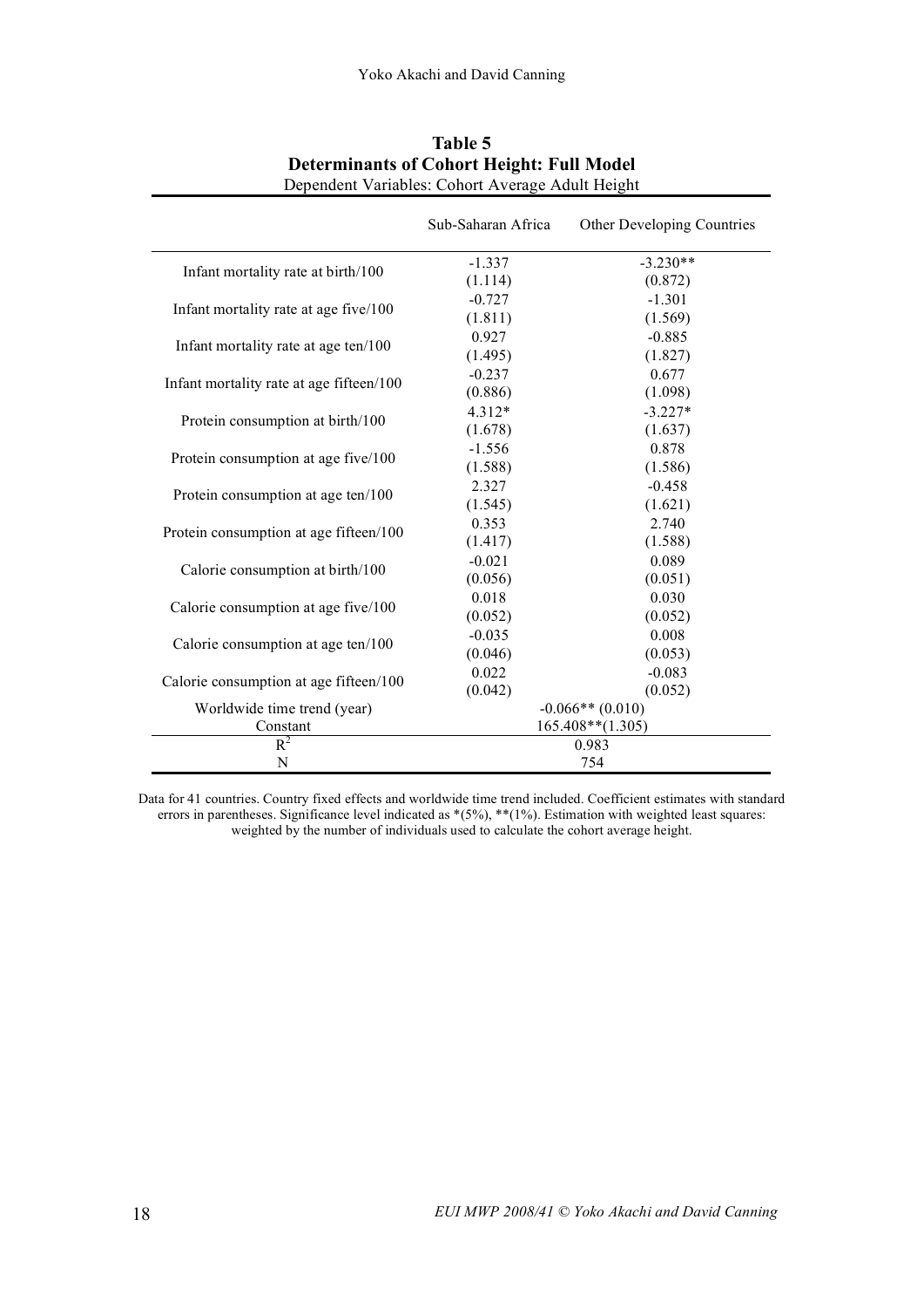**Table 5**
**Determinants of Cohort Height: Full Model**
Dependent Variables: Cohort Average Adult Height

| | Sub-Saharan Africa | Other Developing Countries |
|---|---|---|
| Infant mortality rate at birth/100 | -1.337<br>(1.114) | -3.230**<br>(0.872) |
| Infant mortality rate at age five/100 | -0.727<br>(1.811) | -1.301<br>(1.569) |
| Infant mortality rate at age ten/100 | 0.927<br>(1.495) | -0.885<br>(1.827) |
| Infant mortality rate at age fifteen/100 | -0.237<br>(0.886) | 0.677<br>(1.098) |
| Protein consumption at birth/100 | 4.312*<br>(1.678) | -3.227*<br>(1.637) |
| Protein consumption at age five/100 | -1.556<br>(1.588) | 0.878<br>(1.586) |
| Protein consumption at age ten/100 | 2.327<br>(1.545) | -0.458<br>(1.621) |
| Protein consumption at age fifteen/100 | 0.353<br>(1.417) | 2.740<br>(1.588) |
| Calorie consumption at birth/100 | -0.021<br>(0.056) | 0.089<br>(0.051) |
| Calorie consumption at age five/100 | 0.018<br>(0.052) | 0.030<br>(0.052) |
| Calorie consumption at age ten/100 | -0.035<br>(0.046) | 0.008<br>(0.053) |
| Calorie consumption at age fifteen/100 | 0.022<br>(0.042) | -0.083<br>(0.052) |
| Worldwide time trend (year) | -0.066** (0.010) | |
| Constant | 165.408**(1.305) | |
| $R^2$ | 0.983 | |
| N | 754 | |

Data for 41 countries. Country fixed effects and worldwide time trend included. Coefficient estimates with standard errors in parentheses. Significance level indicated as *(5%), **(1%). Estimation with weighted least squares: weighted by the number of individuals used to calculate the cohort average height.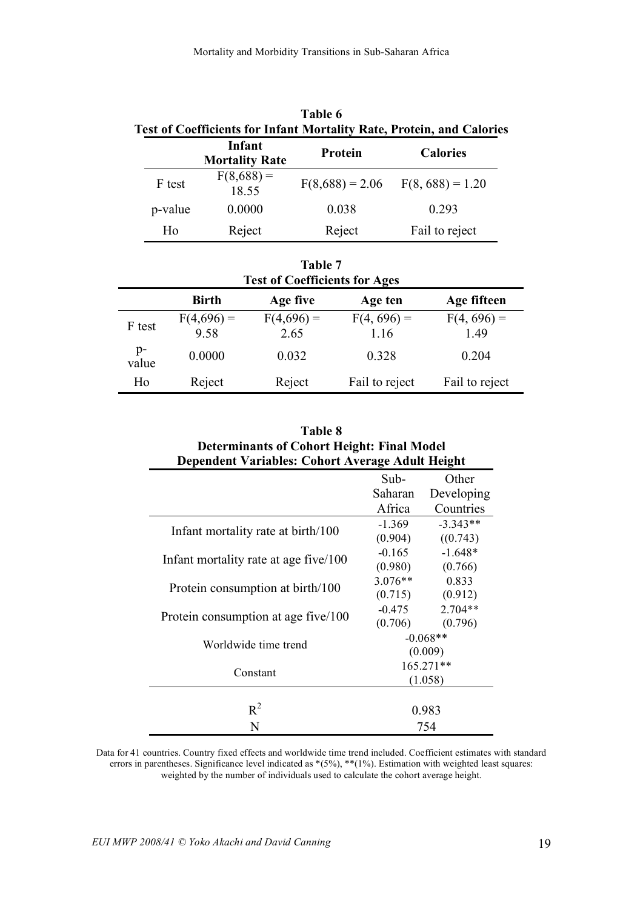**Table 6**
**Test of Coefficients for Infant Mortality Rate, Protein, and Calories**

| | Infant Mortality Rate | Protein | Calories |
|---|---|---|---|
| F test | F(8,688) = 18.55 | F(8,688) = 2.06 | F(8, 688) = 1.20 |
| p-value | 0.0000 | 0.038 | 0.293 |
| Ho | Reject | Reject | Fail to reject |

**Table 7**
**Test of Coefficients for Ages**

| | Birth | Age five | Age ten | Age fifteen |
|---|---|---|---|---|
| F test | F(4,696) = 9.58 | F(4,696) = 2.65 | F(4, 696) = 1.16 | F(4, 696) = 1.49 |
| p-value | 0.0000 | 0.032 | 0.328 | 0.204 |
| Ho | Reject | Reject | Fail to reject | Fail to reject |

**Table 8**
**Determinants of Cohort Height: Final Model**
**Dependent Variables: Cohort Average Adult Height**

| | Sub-Saharan Africa | Other Developing Countries |
|---|---|---|
| Infant mortality rate at birth/100 | -1.369<br>(0.904) | -3.343**<br>((0.743) |
| Infant mortality rate at age five/100 | -0.165<br>(0.980) | -1.648*<br>(0.766) |
| Protein consumption at birth/100 | 3.076**<br>(0.715) | 0.833<br>(0.912) |
| Protein consumption at age five/100 | -0.475<br>(0.706) | 2.704**<br>(0.796) |
| Worldwide time trend | -0.068**<br>(0.009) | |
| Constant | 165.271**<br>(1.058) | |
| $R^2$ | 0.983 | |
| N | 754 | |

Data for 41 countries. Country fixed effects and worldwide time trend included. Coefficient estimates with standard errors in parentheses. Significance level indicated as *(5%), **(1%). Estimation with weighted least squares: weighted by the number of individuals used to calculate the cohort average height.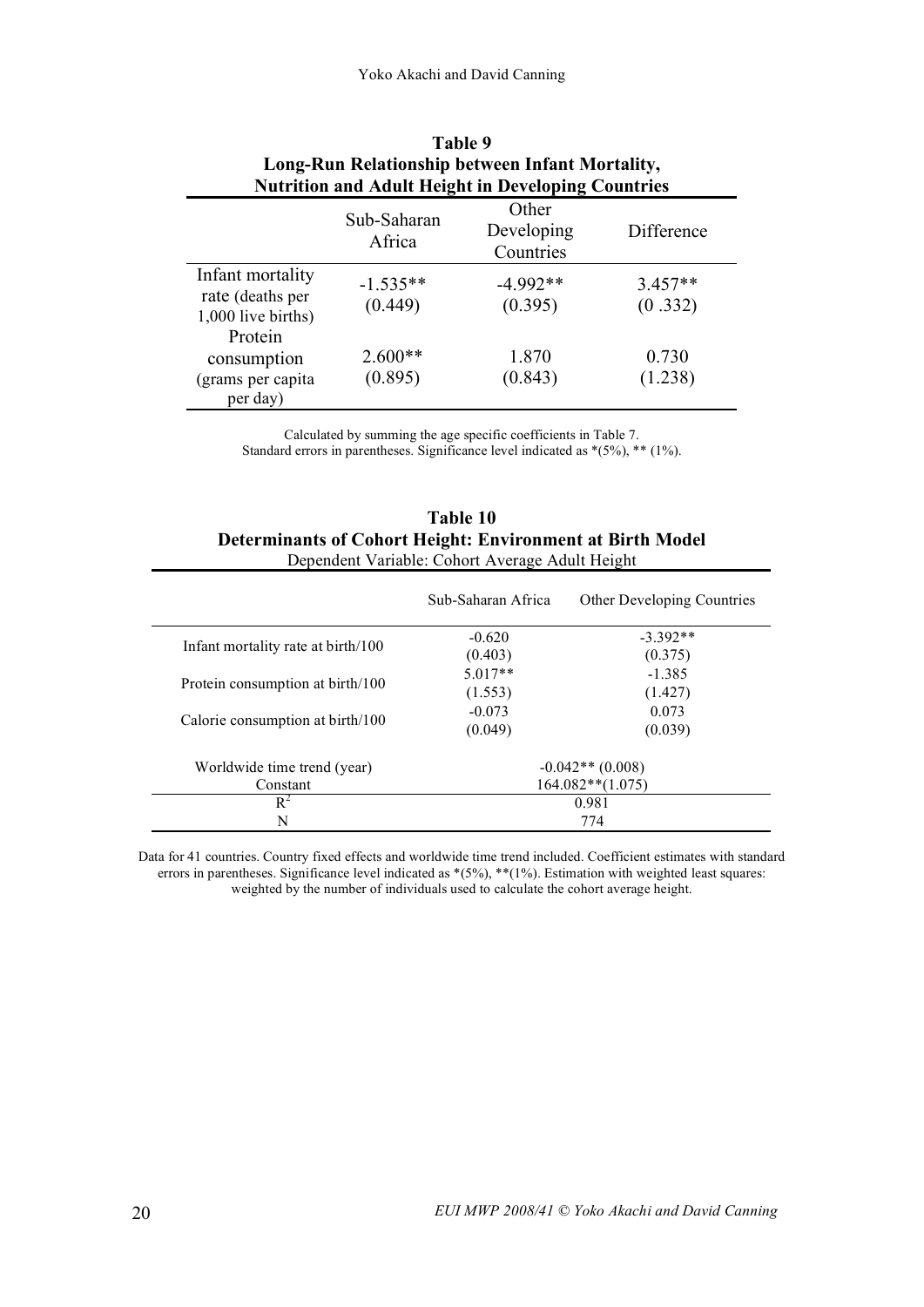**Table 9**
**Long-Run Relationship between Infant Mortality, Nutrition and Adult Height in Developing Countries**

| | Sub-Saharan Africa | Other Developing Countries | Difference |
|---|---|---|---|
| Infant mortality rate (deaths per 1,000 live births) | -1.535** (0.449) | -4.992** (0.395) | 3.457** (0 .332) |
| Protein consumption (grams per capita per day) | 2.600** (0.895) | 1.870 (0.843) | 0.730 (1.238) |

Calculated by summing the age specific coefficients in Table 7.
Standard errors in parentheses. Significance level indicated as *(5%), ** (1%).

**Table 10**
**Determinants of Cohort Height: Environment at Birth Model**
Dependent Variable: Cohort Average Adult Height

| | Sub-Saharan Africa | Other Developing Countries |
|---|---|---|
| Infant mortality rate at birth/100 | -0.620 (0.403) | -3.392** (0.375) |
| Protein consumption at birth/100 | 5.017** (1.553) | -1.385 (1.427) |
| Calorie consumption at birth/100 | -0.073 (0.049) | 0.073 (0.039) |
| Worldwide time trend (year) | -0.042** (0.008) | |
| Constant | 164.082**(1.075) | |
| $R^2$ | 0.981 | |
| N | 774 | |

Data for 41 countries. Country fixed effects and worldwide time trend included. Coefficient estimates with standard errors in parentheses. Significance level indicated as *(5%), **(1%). Estimation with weighted least squares: weighted by the number of individuals used to calculate the cohort average height.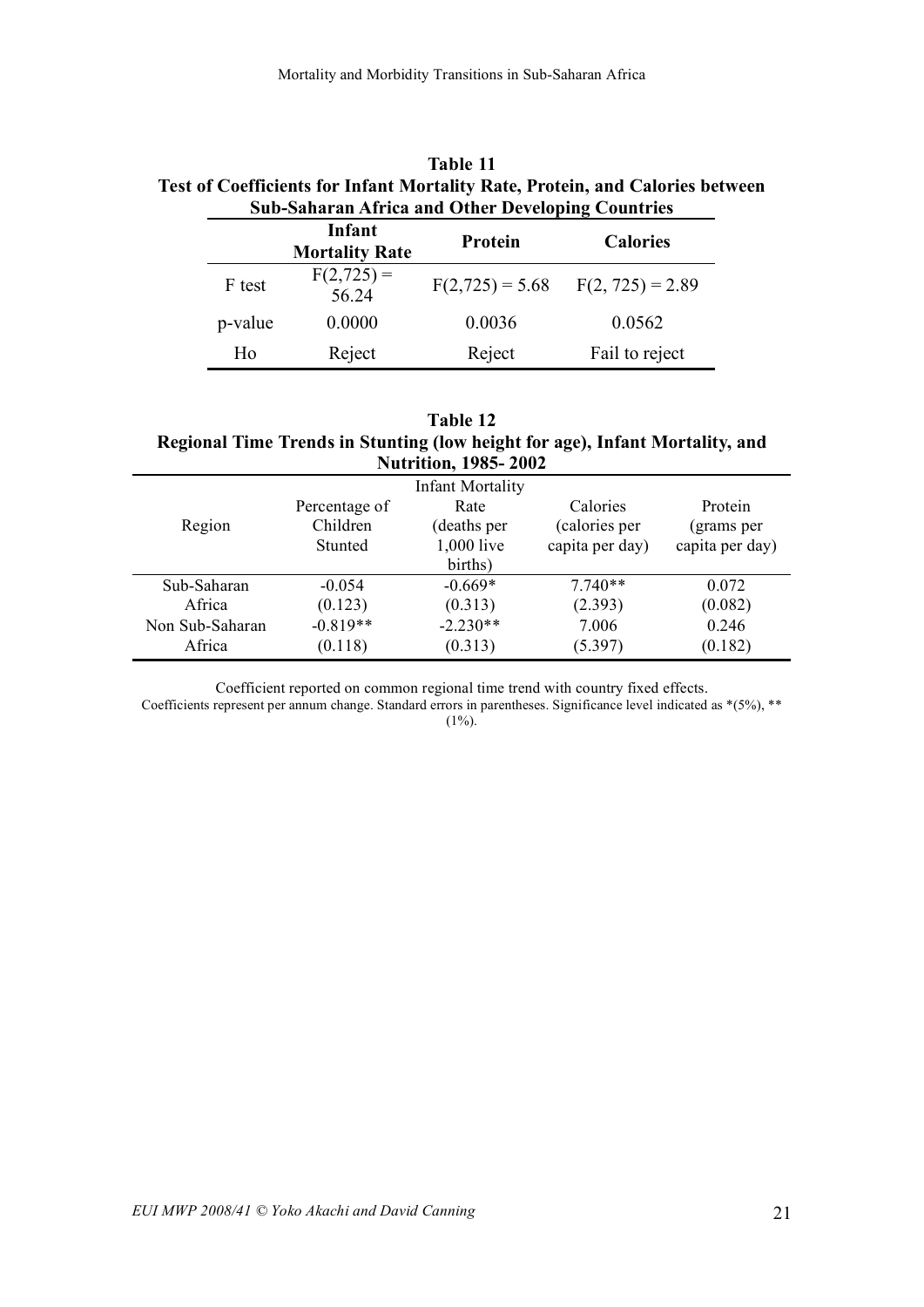**Table 11**
**Test of Coefficients for Infant Mortality Rate, Protein, and Calories between Sub-Saharan Africa and Other Developing Countries**

| | Infant Mortality Rate | Protein | Calories |
|---|---|---|---|
| F test | $F(2,725) = 56.24$ | $F(2,725) = 5.68$ | $F(2, 725) = 2.89$ |
| p-value | 0.0000 | 0.0036 | 0.0562 |
| Ho | Reject | Reject | Fail to reject |

**Table 12**
**Regional Time Trends in Stunting (low height for age), Infant Mortality, and Nutrition, 1985- 2002**

| Region | Percentage of Children Stunted | Infant Mortality Rate (deaths per 1,000 live births) | Calories (calories per capita per day) | Protein (grams per capita per day) |
|---|---|---|---|---|
| Sub-Saharan Africa | -0.054 | -0.669* | 7.740** | 0.072 |
| | (0.123) | (0.313) | (2.393) | (0.082) |
| Non Sub-Saharan Africa | -0.819** | -2.230** | 7.006 | 0.246 |
| | (0.118) | (0.313) | (5.397) | (0.182) |

Coefficient reported on common regional time trend with country fixed effects.
Coefficients represent per annum change. Standard errors in parentheses. Significance level indicated as *(5%), ** (1%).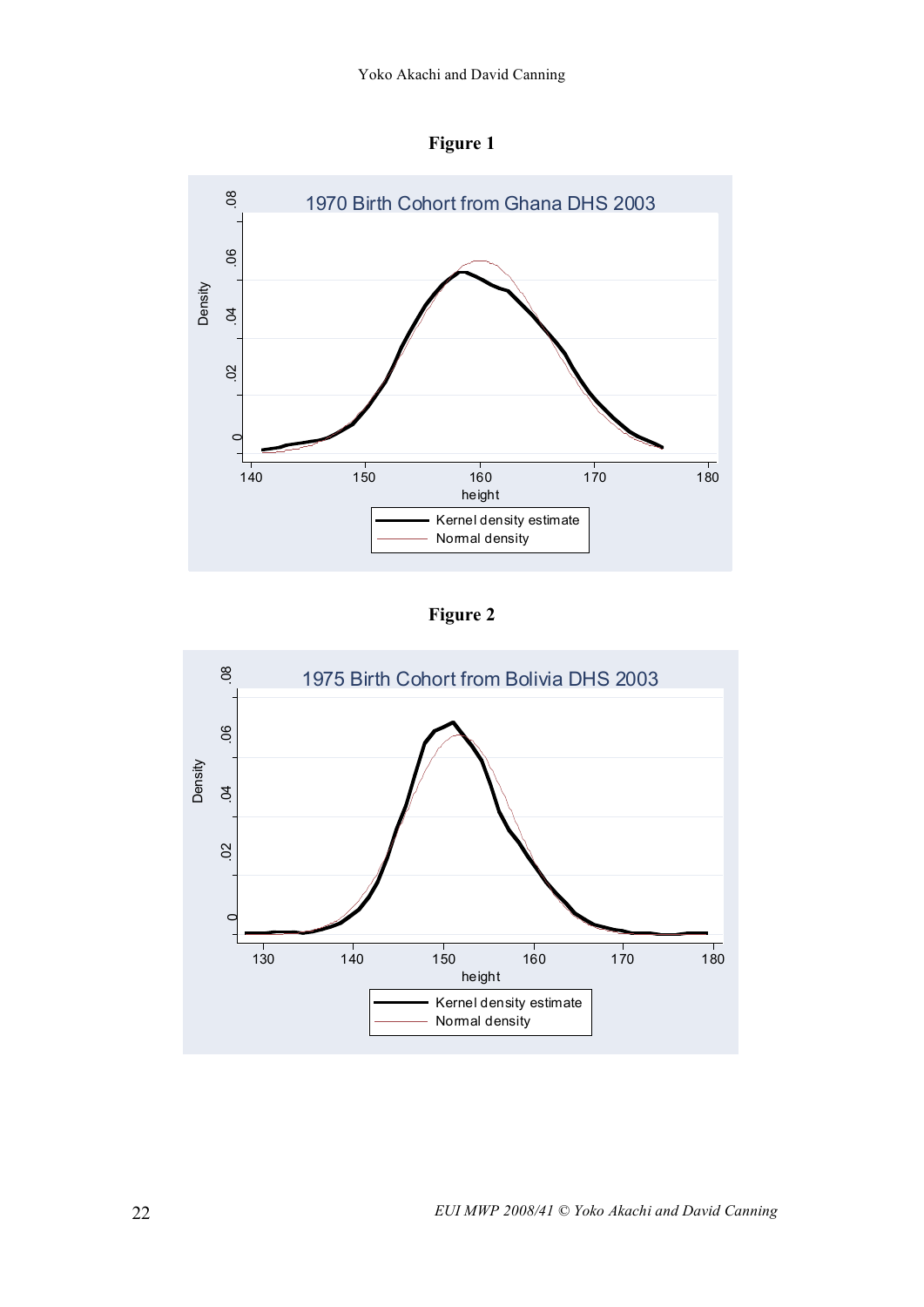**Figure 1**

**Figure 2**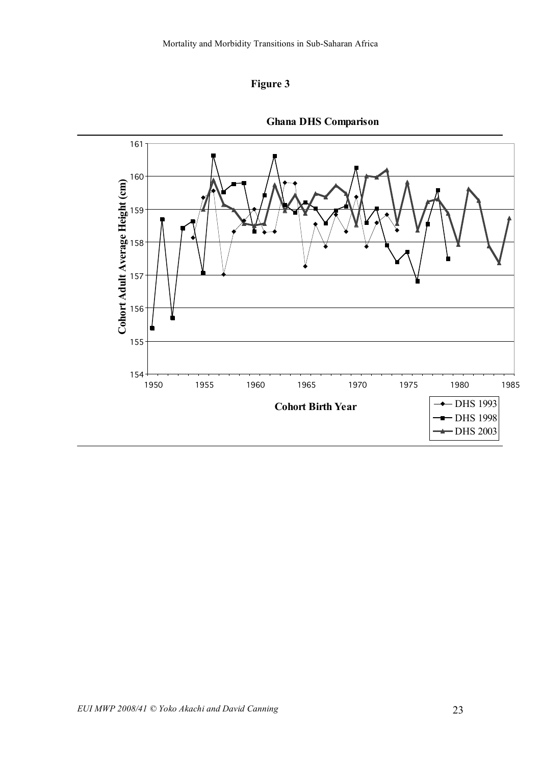**Figure 3**

**Ghana DHS Comparison**

Cohort Adult Average Height (cm)

Cohort Birth Year

DHS 1993
DHS 1998
DHS 2003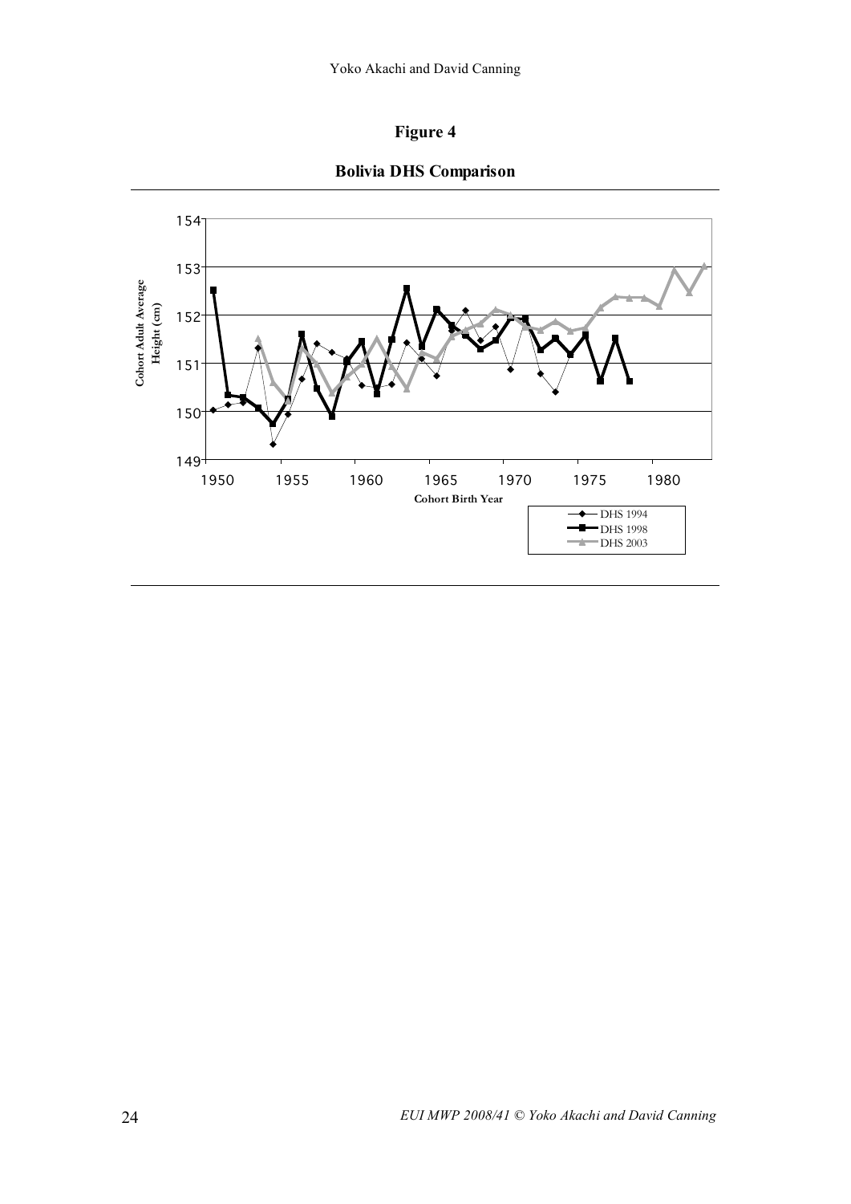# Figure 4

## Bolivia DHS Comparison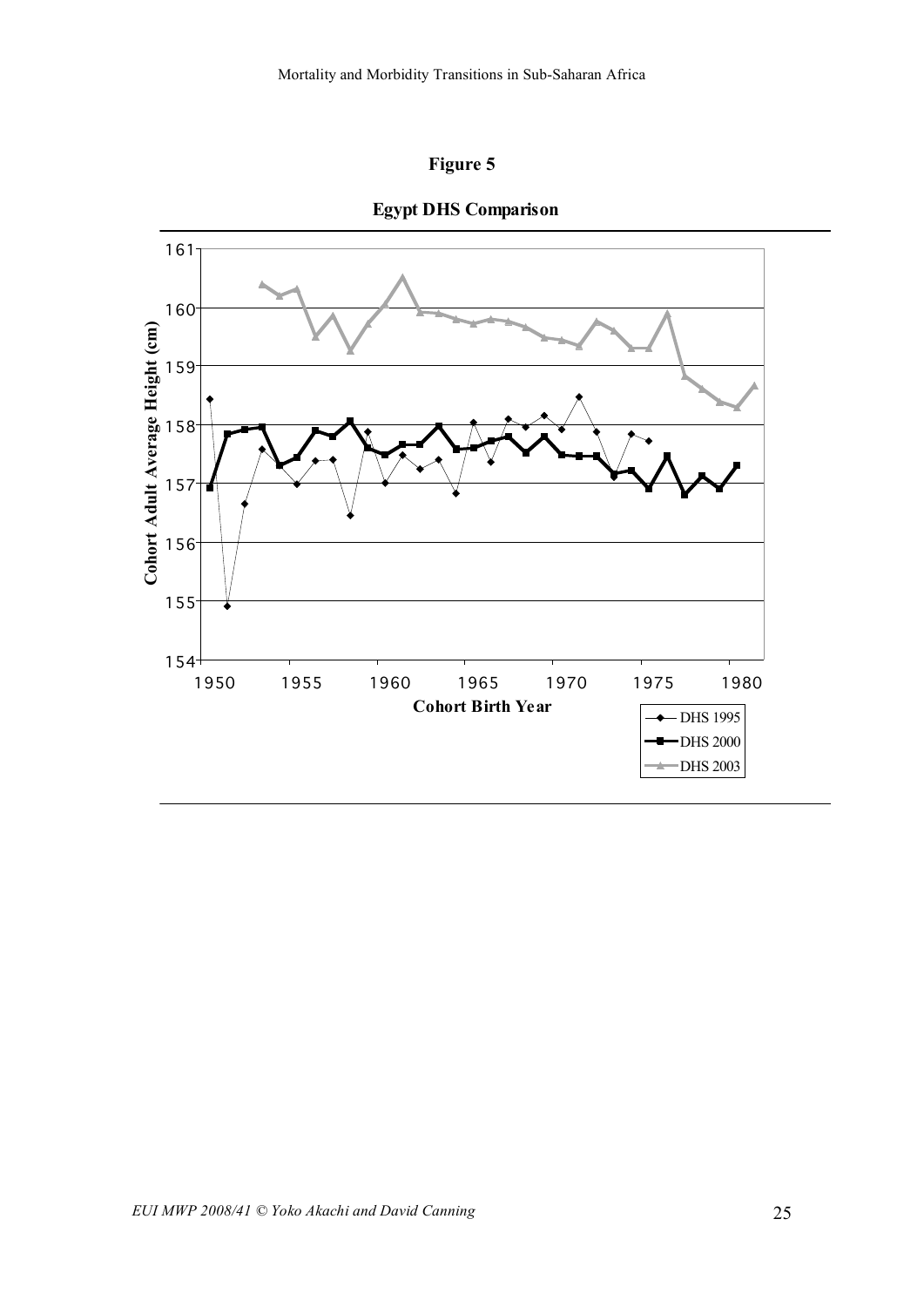**Figure 5**

**Egypt DHS Comparison**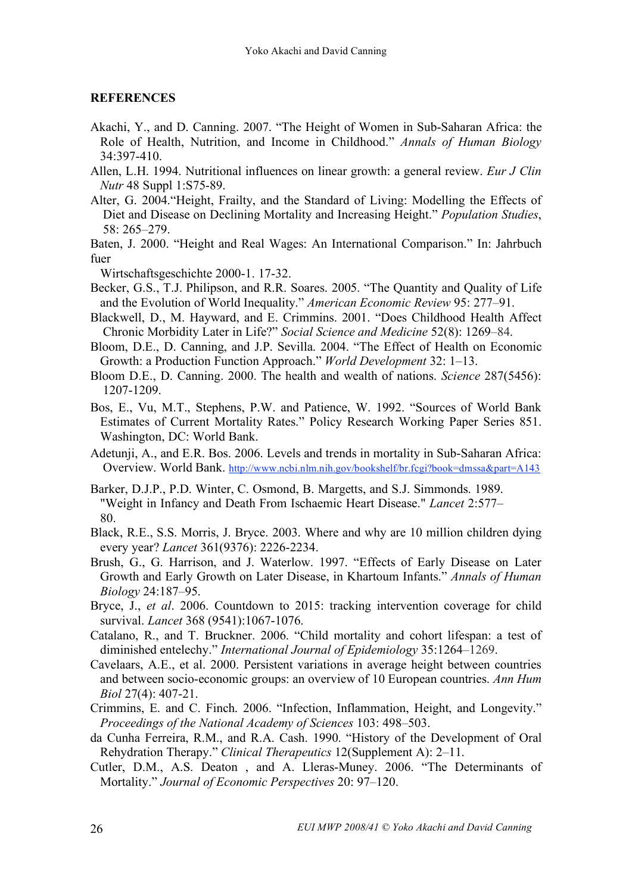## REFERENCES

Akachi, Y., and D. Canning. 2007. "The Height of Women in Sub-Saharan Africa: the Role of Health, Nutrition, and Income in Childhood." *Annals of Human Biology* 34:397-410.

Allen, L.H. 1994. Nutritional influences on linear growth: a general review. *Eur J Clin Nutr* 48 Suppl 1:S75-89.

Alter, G. 2004."Height, Frailty, and the Standard of Living: Modelling the Effects of Diet and Disease on Declining Mortality and Increasing Height." *Population Studies*, 58: 265–279.

Baten, J. 2000. "Height and Real Wages: An International Comparison." In: Jahrbuch fuer Wirtschaftsgeschichte 2000-1. 17-32.

Becker, G.S., T.J. Philipson, and R.R. Soares. 2005. "The Quantity and Quality of Life and the Evolution of World Inequality." *American Economic Review* 95: 277–91.

Blackwell, D., M. Hayward, and E. Crimmins. 2001. "Does Childhood Health Affect Chronic Morbidity Later in Life?" *Social Science and Medicine* 52(8): 1269–84.

Bloom, D.E., D. Canning, and J.P. Sevilla. 2004. "The Effect of Health on Economic Growth: a Production Function Approach." *World Development* 32: 1–13.

Bloom D.E., D. Canning. 2000. The health and wealth of nations. *Science* 287(5456): 1207-1209.

Bos, E., Vu, M.T., Stephens, P.W. and Patience, W. 1992. "Sources of World Bank Estimates of Current Mortality Rates." Policy Research Working Paper Series 851. Washington, DC: World Bank.

Adetunji, A., and E.R. Bos. 2006. Levels and trends in mortality in Sub-Saharan Africa: Overview. World Bank. http://www.ncbi.nlm.nih.gov/bookshelf/br.fcgi?book=dmssa&part=A143

Barker, D.J.P., P.D. Winter, C. Osmond, B. Margetts, and S.J. Simmonds. 1989. "Weight in Infancy and Death From Ischaemic Heart Disease." *Lancet* 2:577–80.

Black, R.E., S.S. Morris, J. Bryce. 2003. Where and why are 10 million children dying every year? *Lancet* 361(9376): 2226-2234.

Brush, G., G. Harrison, and J. Waterlow. 1997. "Effects of Early Disease on Later Growth and Early Growth on Later Disease, in Khartoum Infants." *Annals of Human Biology* 24:187–95.

Bryce, J., *et al*. 2006. Countdown to 2015: tracking intervention coverage for child survival. *Lancet* 368 (9541):1067-1076.

Catalano, R., and T. Bruckner. 2006. "Child mortality and cohort lifespan: a test of diminished entelechy." *International Journal of Epidemiology* 35:1264–1269.

Cavelaars, A.E., et al. 2000. Persistent variations in average height between countries and between socio-economic groups: an overview of 10 European countries. *Ann Hum Biol* 27(4): 407-21.

Crimmins, E. and C. Finch. 2006. "Infection, Inflammation, Height, and Longevity." *Proceedings of the National Academy of Sciences* 103: 498–503.

da Cunha Ferreira, R.M., and R.A. Cash. 1990. "History of the Development of Oral Rehydration Therapy." *Clinical Therapeutics* 12(Supplement A): 2–11.

Cutler, D.M., A.S. Deaton , and A. Lleras-Muney. 2006. "The Determinants of Mortality." *Journal of Economic Perspectives* 20: 97–120.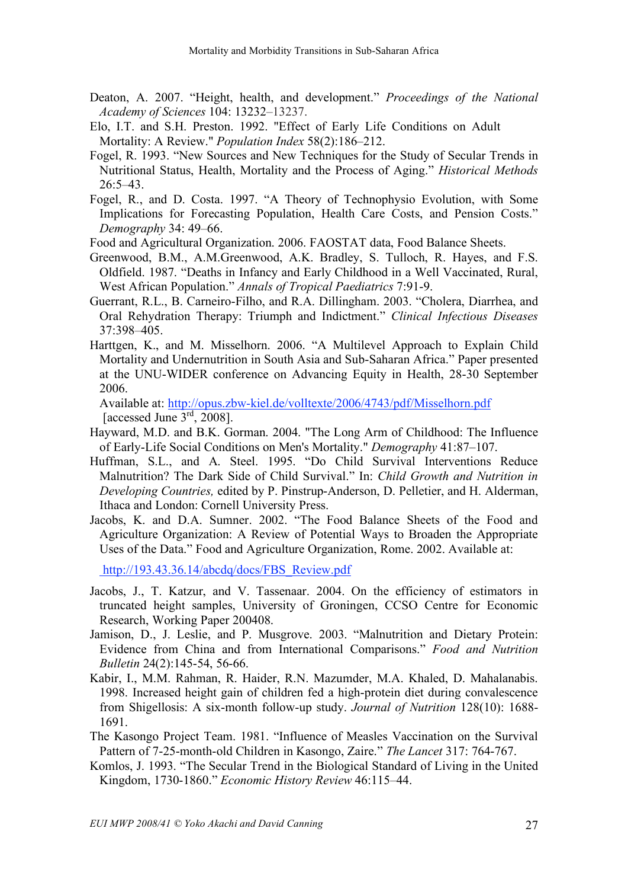Deaton, A. 2007. “Height, health, and development.” *Proceedings of the National Academy of Sciences* 104: 13232–13237.

Elo, I.T. and S.H. Preston. 1992. "Effect of Early Life Conditions on Adult Mortality: A Review." *Population Index* 58(2):186–212.

Fogel, R. 1993. “New Sources and New Techniques for the Study of Secular Trends in Nutritional Status, Health, Mortality and the Process of Aging.” *Historical Methods* 26:5–43.

Fogel, R., and D. Costa. 1997. “A Theory of Technophysio Evolution, with Some Implications for Forecasting Population, Health Care Costs, and Pension Costs.” *Demography* 34: 49–66.

Food and Agricultural Organization. 2006. FAOSTAT data, Food Balance Sheets.

Greenwood, B.M., A.M.Greenwood, A.K. Bradley, S. Tulloch, R. Hayes, and F.S. Oldfield. 1987. “Deaths in Infancy and Early Childhood in a Well Vaccinated, Rural, West African Population.” *Annals of Tropical Paediatrics* 7:91-9.

Guerrant, R.L., B. Carneiro-Filho, and R.A. Dillingham. 2003. “Cholera, Diarrhea, and Oral Rehydration Therapy: Triumph and Indictment.” *Clinical Infectious Diseases* 37:398–405.

Harttgen, K., and M. Misselhorn. 2006. “A Multilevel Approach to Explain Child Mortality and Undernutrition in South Asia and Sub-Saharan Africa.” Paper presented at the UNU-WIDER conference on Advancing Equity in Health, 28-30 September 2006.
Available at: http://opus.zbw-kiel.de/volltexte/2006/4743/pdf/Misselhorn.pdf [accessed June 3rd, 2008].

Hayward, M.D. and B.K. Gorman. 2004. "The Long Arm of Childhood: The Influence of Early-Life Social Conditions on Men's Mortality." *Demography* 41:87–107.

Huffman, S.L., and A. Steel. 1995. “Do Child Survival Interventions Reduce Malnutrition? The Dark Side of Child Survival.” In: *Child Growth and Nutrition in Developing Countries,* edited by P. Pinstrup-Anderson, D. Pelletier, and H. Alderman, Ithaca and London: Cornell University Press.

Jacobs, K. and D.A. Sumner. 2002. “The Food Balance Sheets of the Food and Agriculture Organization: A Review of Potential Ways to Broaden the Appropriate Uses of the Data.” Food and Agriculture Organization, Rome. 2002. Available at:

http://193.43.36.14/abcdq/docs/FBS_Review.pdf

Jacobs, J., T. Katzur, and V. Tassenaar. 2004. On the efficiency of estimators in truncated height samples, University of Groningen, CCSO Centre for Economic Research, Working Paper 200408.

Jamison, D., J. Leslie, and P. Musgrove. 2003. “Malnutrition and Dietary Protein: Evidence from China and from International Comparisons.” *Food and Nutrition Bulletin* 24(2):145-54, 56-66.

Kabir, I., M.M. Rahman, R. Haider, R.N. Mazumder, M.A. Khaled, D. Mahalanabis. 1998. Increased height gain of children fed a high-protein diet during convalescence from Shigellosis: A six-month follow-up study. *Journal of Nutrition* 128(10): 1688-1691.

The Kasongo Project Team. 1981. “Influence of Measles Vaccination on the Survival Pattern of 7-25-month-old Children in Kasongo, Zaire.” *The Lancet* 317: 764-767.

Komlos, J. 1993. “The Secular Trend in the Biological Standard of Living in the United Kingdom, 1730-1860.” *Economic History Review* 46:115–44.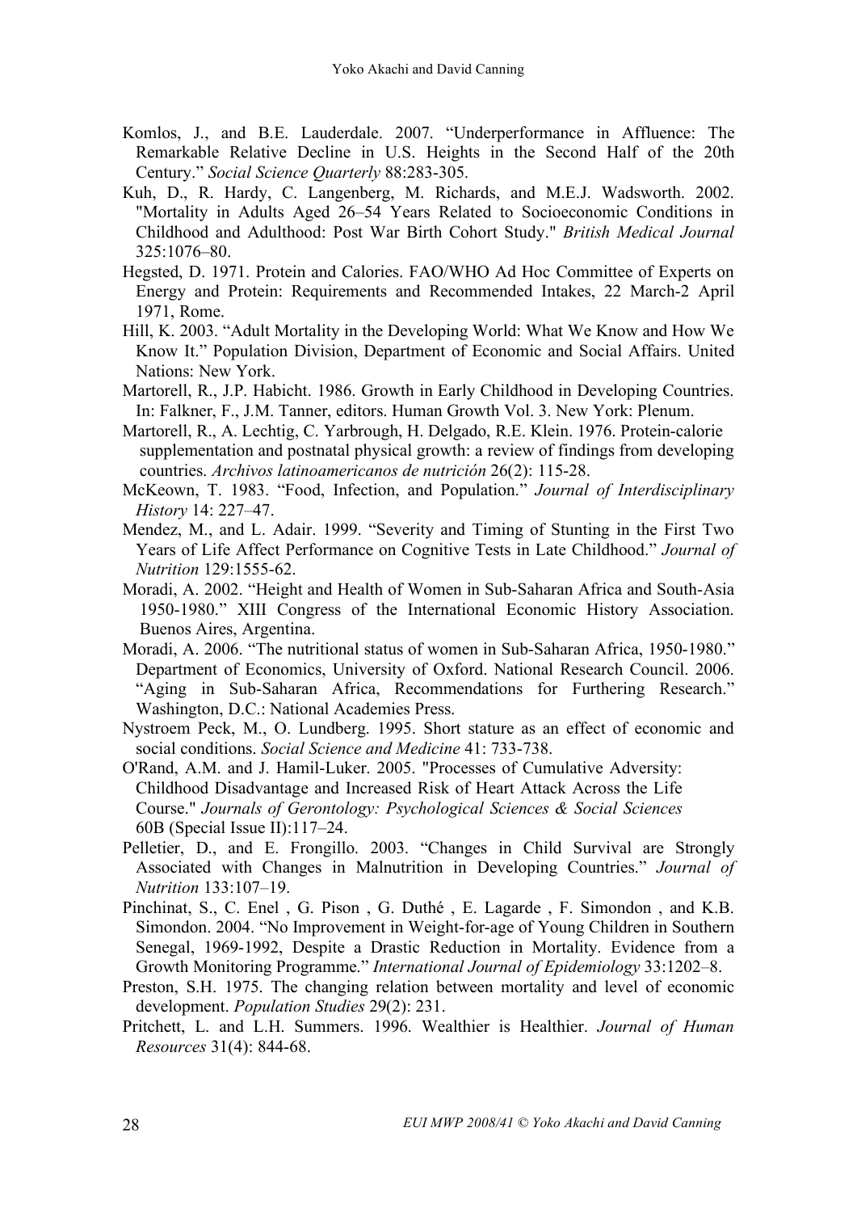Komlos, J., and B.E. Lauderdale. 2007. "Underperformance in Affluence: The Remarkable Relative Decline in U.S. Heights in the Second Half of the 20th Century." *Social Science Quarterly* 88:283-305.

Kuh, D., R. Hardy, C. Langenberg, M. Richards, and M.E.J. Wadsworth. 2002. "Mortality in Adults Aged 26–54 Years Related to Socioeconomic Conditions in Childhood and Adulthood: Post War Birth Cohort Study." *British Medical Journal* 325:1076–80.

Hegsted, D. 1971. Protein and Calories. FAO/WHO Ad Hoc Committee of Experts on Energy and Protein: Requirements and Recommended Intakes, 22 March-2 April 1971, Rome.

Hill, K. 2003. "Adult Mortality in the Developing World: What We Know and How We Know It." Population Division, Department of Economic and Social Affairs. United Nations: New York.

Martorell, R., J.P. Habicht. 1986. Growth in Early Childhood in Developing Countries. In: Falkner, F., J.M. Tanner, editors. Human Growth Vol. 3. New York: Plenum.

Martorell, R., A. Lechtig, C. Yarbrough, H. Delgado, R.E. Klein. 1976. Protein-calorie supplementation and postnatal physical growth: a review of findings from developing countries. *Archivos latinoamericanos de nutrición* 26(2): 115-28.

McKeown, T. 1983. "Food, Infection, and Population." *Journal of Interdisciplinary History* 14: 227–47.

Mendez, M., and L. Adair. 1999. "Severity and Timing of Stunting in the First Two Years of Life Affect Performance on Cognitive Tests in Late Childhood." *Journal of Nutrition* 129:1555-62.

Moradi, A. 2002. "Height and Health of Women in Sub-Saharan Africa and South-Asia 1950-1980." XIII Congress of the International Economic History Association. Buenos Aires, Argentina.

Moradi, A. 2006. "The nutritional status of women in Sub-Saharan Africa, 1950-1980." Department of Economics, University of Oxford. National Research Council. 2006. "Aging in Sub-Saharan Africa, Recommendations for Furthering Research." Washington, D.C.: National Academies Press.

Nystroem Peck, M., O. Lundberg. 1995. Short stature as an effect of economic and social conditions. *Social Science and Medicine* 41: 733-738.

O'Rand, A.M. and J. Hamil-Luker. 2005. "Processes of Cumulative Adversity: Childhood Disadvantage and Increased Risk of Heart Attack Across the Life Course." *Journals of Gerontology: Psychological Sciences & Social Sciences* 60B (Special Issue II):117–24.

Pelletier, D., and E. Frongillo. 2003. "Changes in Child Survival are Strongly Associated with Changes in Malnutrition in Developing Countries." *Journal of Nutrition* 133:107–19.

Pinchinat, S., C. Enel , G. Pison , G. Duthé , E. Lagarde , F. Simondon , and K.B. Simondon. 2004. "No Improvement in Weight-for-age of Young Children in Southern Senegal, 1969-1992, Despite a Drastic Reduction in Mortality. Evidence from a Growth Monitoring Programme." *International Journal of Epidemiology* 33:1202–8.

Preston, S.H. 1975. The changing relation between mortality and level of economic development. *Population Studies* 29(2): 231.

Pritchett, L. and L.H. Summers. 1996. Wealthier is Healthier. *Journal of Human Resources* 31(4): 844-68.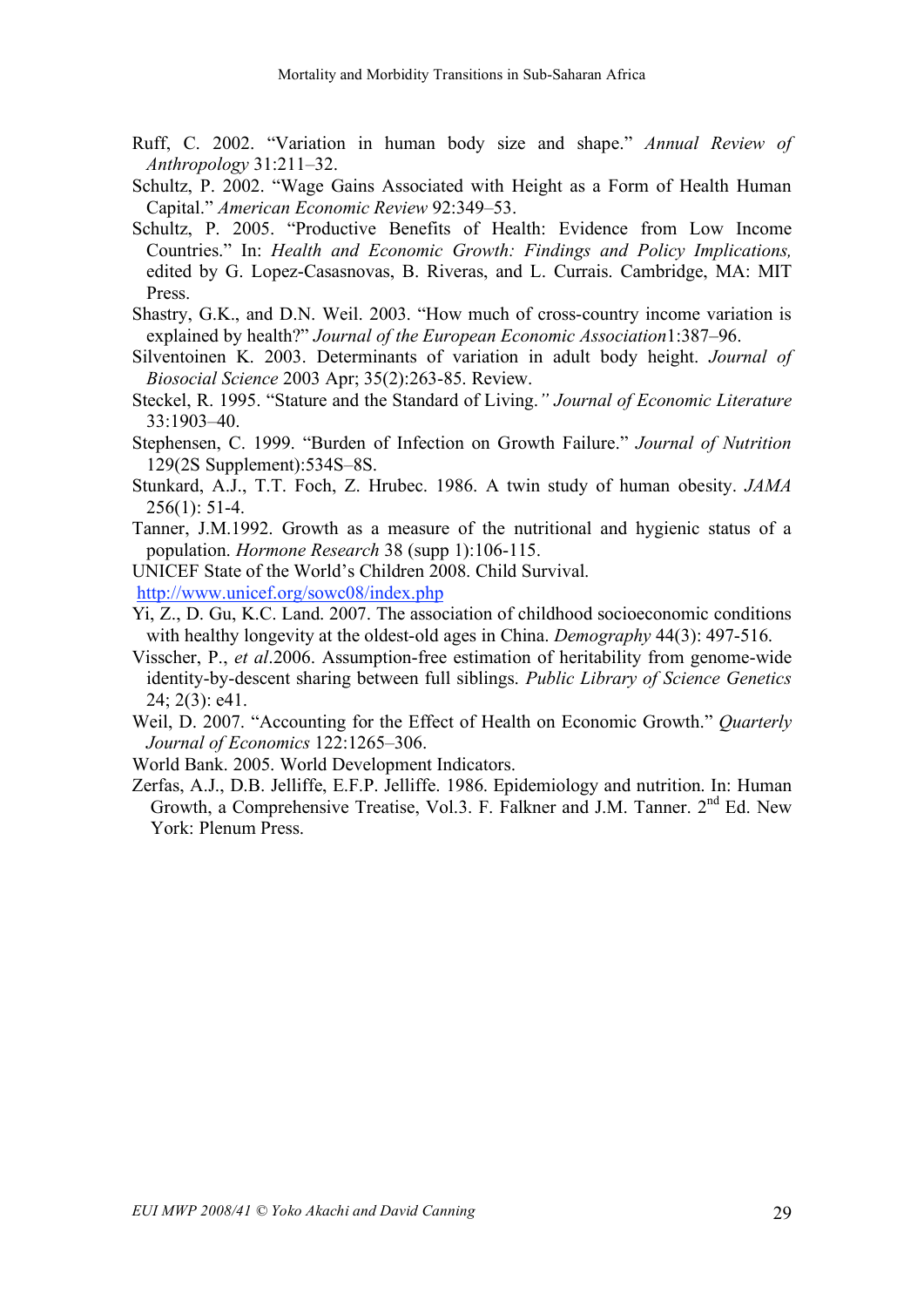Ruff, C. 2002. "Variation in human body size and shape." *Annual Review of Anthropology* 31:211–32.

Schultz, P. 2002. "Wage Gains Associated with Height as a Form of Health Human Capital." *American Economic Review* 92:349–53.

Schultz, P. 2005. "Productive Benefits of Health: Evidence from Low Income Countries." In: *Health and Economic Growth: Findings and Policy Implications,* edited by G. Lopez-Casasnovas, B. Riveras, and L. Currais. Cambridge, MA: MIT Press.

Shastry, G.K., and D.N. Weil. 2003. "How much of cross-country income variation is explained by health?" *Journal of the European Economic Association* 1:387–96.

Silventoinen K. 2003. Determinants of variation in adult body height. *Journal of Biosocial Science* 2003 Apr; 35(2):263-85. Review.

Steckel, R. 1995. "Stature and the Standard of Living." *Journal of Economic Literature* 33:1903–40.

Stephensen, C. 1999. "Burden of Infection on Growth Failure." *Journal of Nutrition* 129(2S Supplement):534S–8S.

Stunkard, A.J., T.T. Foch, Z. Hrubec. 1986. A twin study of human obesity. *JAMA* 256(1): 51-4.

Tanner, J.M.1992. Growth as a measure of the nutritional and hygienic status of a population. *Hormone Research* 38 (supp 1):106-115.

UNICEF State of the World's Children 2008. Child Survival. http://www.unicef.org/sowc08/index.php

Yi, Z., D. Gu, K.C. Land. 2007. The association of childhood socioeconomic conditions with healthy longevity at the oldest-old ages in China. *Demography* 44(3): 497-516.

Visscher, P., *et al*.2006. Assumption-free estimation of heritability from genome-wide identity-by-descent sharing between full siblings. *Public Library of Science Genetics* 24; 2(3): e41.

Weil, D. 2007. "Accounting for the Effect of Health on Economic Growth." *Quarterly Journal of Economics* 122:1265–306.

World Bank. 2005. World Development Indicators.

Zerfas, A.J., D.B. Jelliffe, E.F.P. Jelliffe. 1986. Epidemiology and nutrition. In: Human Growth, a Comprehensive Treatise, Vol.3. F. Falkner and J.M. Tanner. 2nd Ed. New York: Plenum Press.